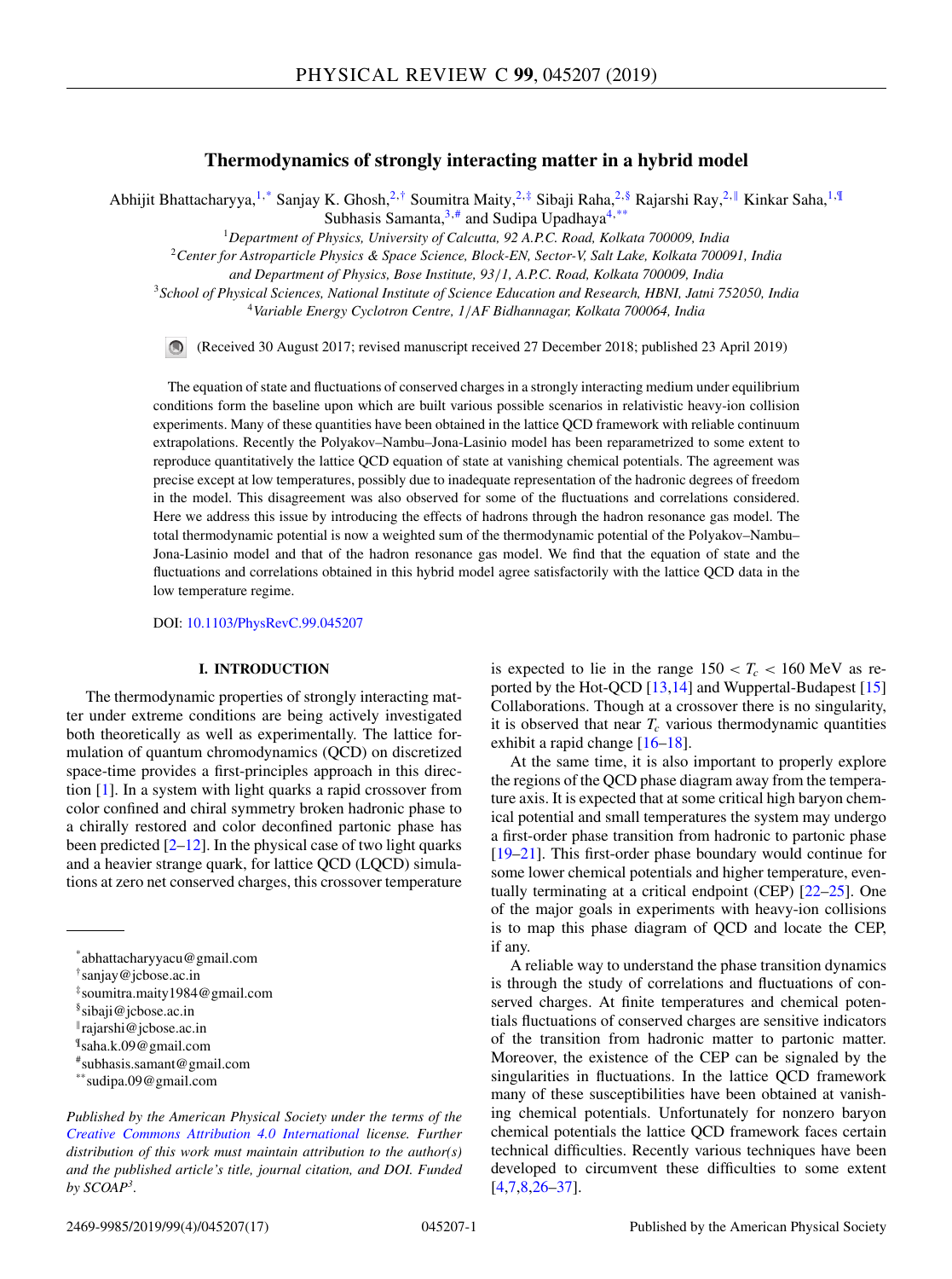# Thermodynamics of strongly interacting matter in a hybrid model

Abhijit Bhattacharyya,[1,*] Sanjay K. Ghosh,[2,†] Soumitra Maity,[2,‡] Sibaji Raha,[2,§] Rajarshi Ray,[2,∥] Kinkar Saha,[1,¶] Subhasis Samanta,[3,#] and Sudipa Upadhaya[4,**]

[1]*Department of Physics, University of Calcutta, 92 A.P.C. Road, Kolkata 700009, India*
[2]*Center for Astroparticle Physics & Space Science, Block-EN, Sector-V, Salt Lake, Kolkata 700091, India and Department of Physics, Bose Institute, 93/1, A.P.C. Road, Kolkata 700009, India*
[3]*School of Physical Sciences, National Institute of Science Education and Research, HBNI, Jatni 752050, India*
[4]*Variable Energy Cyclotron Centre, 1/AF Bidhannagar, Kolkata 700064, India*

(Received 30 August 2017; revised manuscript received 27 December 2018; published 23 April 2019)

The equation of state and fluctuations of conserved charges in a strongly interacting medium under equilibrium conditions form the baseline upon which are built various possible scenarios in relativistic heavy-ion collision experiments. Many of these quantities have been obtained in the lattice QCD framework with reliable continuum extrapolations. Recently the Polyakov–Nambu–Jona-Lasinio model has been reparametrized to some extent to reproduce quantitatively the lattice QCD equation of state at vanishing chemical potentials. The agreement was precise except at low temperatures, possibly due to inadequate representation of the hadronic degrees of freedom in the model. This disagreement was also observed for some of the fluctuations and correlations considered. Here we address this issue by introducing the effects of hadrons through the hadron resonance gas model. The total thermodynamic potential is now a weighted sum of the thermodynamic potential of the Polyakov–Nambu–Jona-Lasinio model and that of the hadron resonance gas model. We find that the equation of state and the fluctuations and correlations obtained in this hybrid model agree satisfactorily with the lattice QCD data in the low temperature regime.

DOI: 10.1103/PhysRevC.99.045207

## I. INTRODUCTION

The thermodynamic properties of strongly interacting matter under extreme conditions are being actively investigated both theoretically as well as experimentally. The lattice formulation of quantum chromodynamics (QCD) on discretized space-time provides a first-principles approach in this direction [1]. In a system with light quarks a rapid crossover from color confined and chiral symmetry broken hadronic phase to a chirally restored and color deconfined partonic phase has been predicted [2–12]. In the physical case of two light quarks and a heavier strange quark, for lattice QCD (LQCD) simulations at zero net conserved charges, this crossover temperature is expected to lie in the range $150 < T_c < 160$ MeV as reported by the Hot-QCD [13,14] and Wuppertal-Budapest [15] Collaborations. Though at a crossover there is no singularity, it is observed that near $T_c$ various thermodynamic quantities exhibit a rapid change [16–18].

At the same time, it is also important to properly explore the regions of the QCD phase diagram away from the temperature axis. It is expected that at some critical high baryon chemical potential and small temperatures the system may undergo a first-order phase transition from hadronic to partonic phase [19–21]. This first-order phase boundary would continue for some lower chemical potentials and higher temperature, eventually terminating at a critical endpoint (CEP) [22–25]. One of the major goals in experiments with heavy-ion collisions is to map this phase diagram of QCD and locate the CEP, if any.

A reliable way to understand the phase transition dynamics is through the study of correlations and fluctuations of conserved charges. At finite temperatures and chemical potentials fluctuations of conserved charges are sensitive indicators of the transition from hadronic matter to partonic matter. Moreover, the existence of the CEP can be signaled by the singularities in fluctuations. In the lattice QCD framework many of these susceptibilities have been obtained at vanishing chemical potentials. Unfortunately for nonzero baryon chemical potentials the lattice QCD framework faces certain technical difficulties. Recently various techniques have been developed to circumvent these difficulties to some extent [4,7,8,26–37].

---

*abhattacharyyacu@gmail.com
†sanjay@jcbose.ac.in
‡soumitra.maity1984@gmail.com
§sibaji@jcbose.ac.in
∥rajarshi@jcbose.ac.in
¶saha.k.09@gmail.com
#subhasis.samant@gmail.com
**sudipa.09@gmail.com

*Published by the American Physical Society under the terms of the Creative Commons Attribution 4.0 International license. Further distribution of this work must maintain attribution to the author(s) and the published article's title, journal citation, and DOI. Funded by SCOAP³.*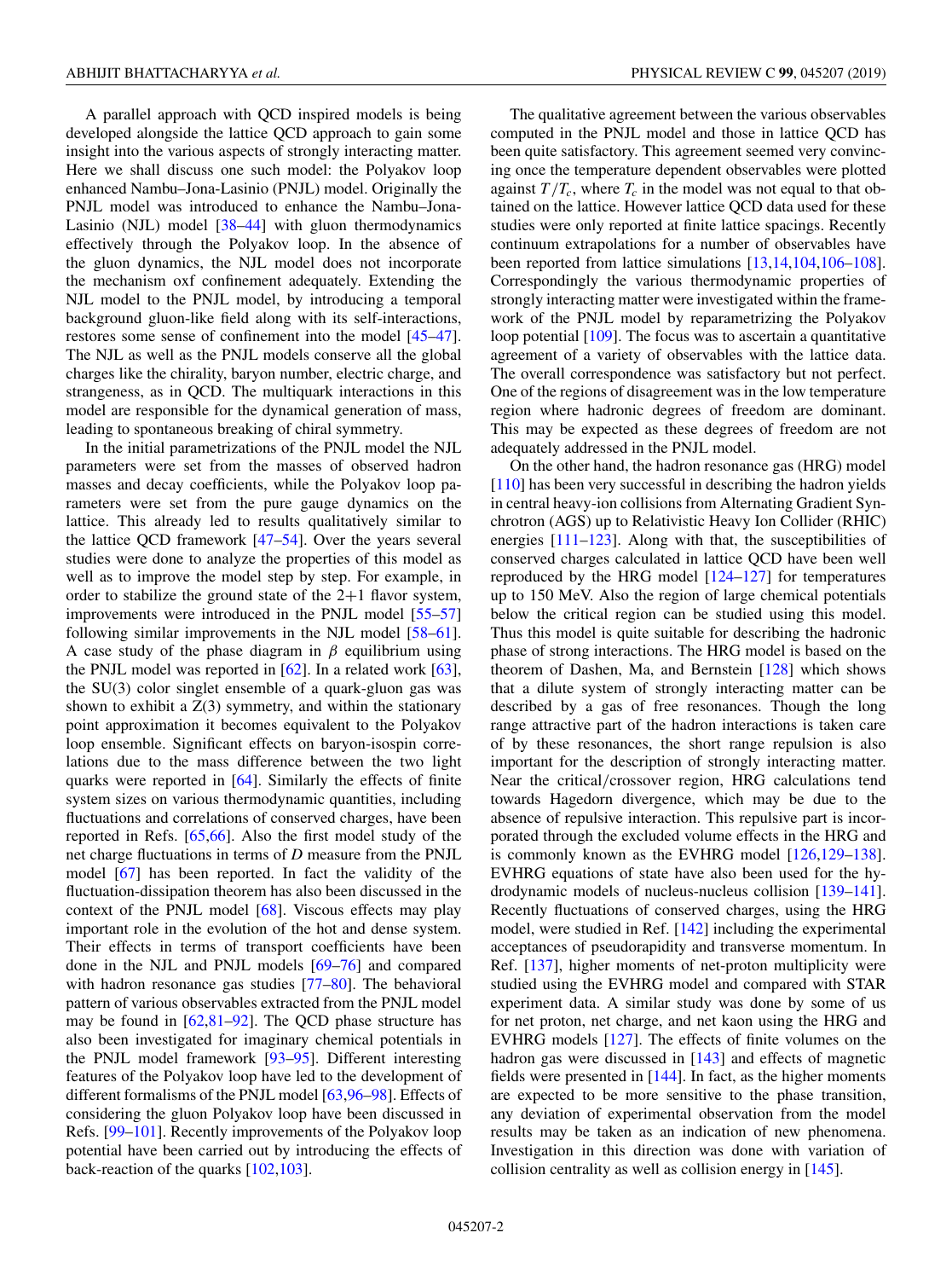A parallel approach with QCD inspired models is being developed alongside the lattice QCD approach to gain some insight into the various aspects of strongly interacting matter. Here we shall discuss one such model: the Polyakov loop enhanced Nambu–Jona-Lasinio (PNJL) model. Originally the PNJL model was introduced to enhance the Nambu–Jona-Lasinio (NJL) model [38–44] with gluon thermodynamics effectively through the Polyakov loop. In the absence of the gluon dynamics, the NJL model does not incorporate the mechanism oxf confinement adequately. Extending the NJL model to the PNJL model, by introducing a temporal background gluon-like field along with its self-interactions, restores some sense of confinement into the model [45–47]. The NJL as well as the PNJL models conserve all the global charges like the chirality, baryon number, electric charge, and strangeness, as in QCD. The multiquark interactions in this model are responsible for the dynamical generation of mass, leading to spontaneous breaking of chiral symmetry.

In the initial parametrizations of the PNJL model the NJL parameters were set from the masses of observed hadron masses and decay coefficients, while the Polyakov loop parameters were set from the pure gauge dynamics on the lattice. This already led to results qualitatively similar to the lattice QCD framework [47–54]. Over the years several studies were done to analyze the properties of this model as well as to improve the model step by step. For example, in order to stabilize the ground state of the 2+1 flavor system, improvements were introduced in the PNJL model [55–57] following similar improvements in the NJL model [58–61]. A case study of the phase diagram in $\beta$ equilibrium using the PNJL model was reported in [62]. In a related work [63], the SU(3) color singlet ensemble of a quark-gluon gas was shown to exhibit a Z(3) symmetry, and within the stationary point approximation it becomes equivalent to the Polyakov loop ensemble. Significant effects on baryon-isospin correlations due to the mass difference between the two light quarks were reported in [64]. Similarly the effects of finite system sizes on various thermodynamic quantities, including fluctuations and correlations of conserved charges, have been reported in Refs. [65,66]. Also the first model study of the net charge fluctuations in terms of $D$ measure from the PNJL model [67] has been reported. In fact the validity of the fluctuation-dissipation theorem has also been discussed in the context of the PNJL model [68]. Viscous effects may play important role in the evolution of the hot and dense system. Their effects in terms of transport coefficients have been done in the NJL and PNJL models [69–76] and compared with hadron resonance gas studies [77–80]. The behavioral pattern of various observables extracted from the PNJL model may be found in [62,81–92]. The QCD phase structure has also been investigated for imaginary chemical potentials in the PNJL model framework [93–95]. Different interesting features of the Polyakov loop have led to the development of different formalisms of the PNJL model [63,96–98]. Effects of considering the gluon Polyakov loop have been discussed in Refs. [99–101]. Recently improvements of the Polyakov loop potential have been carried out by introducing the effects of back-reaction of the quarks [102,103].

The qualitative agreement between the various observables computed in the PNJL model and those in lattice QCD has been quite satisfactory. This agreement seemed very convincing once the temperature dependent observables were plotted against $T/T_c$, where $T_c$ in the model was not equal to that obtained on the lattice. However lattice QCD data used for these studies were only reported at finite lattice spacings. Recently continuum extrapolations for a number of observables have been reported from lattice simulations [13,14,104,106–108]. Correspondingly the various thermodynamic properties of strongly interacting matter were investigated within the framework of the PNJL model by reparametrizing the Polyakov loop potential [109]. The focus was to ascertain a quantitative agreement of a variety of observables with the lattice data. The overall correspondence was satisfactory but not perfect. One of the regions of disagreement was in the low temperature region where hadronic degrees of freedom are dominant. This may be expected as these degrees of freedom are not adequately addressed in the PNJL model.

On the other hand, the hadron resonance gas (HRG) model [110] has been very successful in describing the hadron yields in central heavy-ion collisions from Alternating Gradient Synchrotron (AGS) up to Relativistic Heavy Ion Collider (RHIC) energies [111–123]. Along with that, the susceptibilities of conserved charges calculated in lattice QCD have been well reproduced by the HRG model [124–127] for temperatures up to 150 MeV. Also the region of large chemical potentials below the critical region can be studied using this model. Thus this model is quite suitable for describing the hadronic phase of strong interactions. The HRG model is based on the theorem of Dashen, Ma, and Bernstein [128] which shows that a dilute system of strongly interacting matter can be described by a gas of free resonances. Though the long range attractive part of the hadron interactions is taken care of by these resonances, the short range repulsion is also important for the description of strongly interacting matter. Near the critical/crossover region, HRG calculations tend towards Hagedorn divergence, which may be due to the absence of repulsive interaction. This repulsive part is incorporated through the excluded volume effects in the HRG and is commonly known as the EVHRG model [126,129–138]. EVHRG equations of state have also been used for the hydrodynamic models of nucleus-nucleus collision [139–141]. Recently fluctuations of conserved charges, using the HRG model, were studied in Ref. [142] including the experimental acceptances of pseudorapidity and transverse momentum. In Ref. [137], higher moments of net-proton multiplicity were studied using the EVHRG model and compared with STAR experiment data. A similar study was done by some of us for net proton, net charge, and net kaon using the HRG and EVHRG models [127]. The effects of finite volumes on the hadron gas were discussed in [143] and effects of magnetic fields were presented in [144]. In fact, as the higher moments are expected to be more sensitive to the phase transition, any deviation of experimental observation from the model results may be taken as an indication of new phenomena. Investigation in this direction was done with variation of collision centrality as well as collision energy in [145].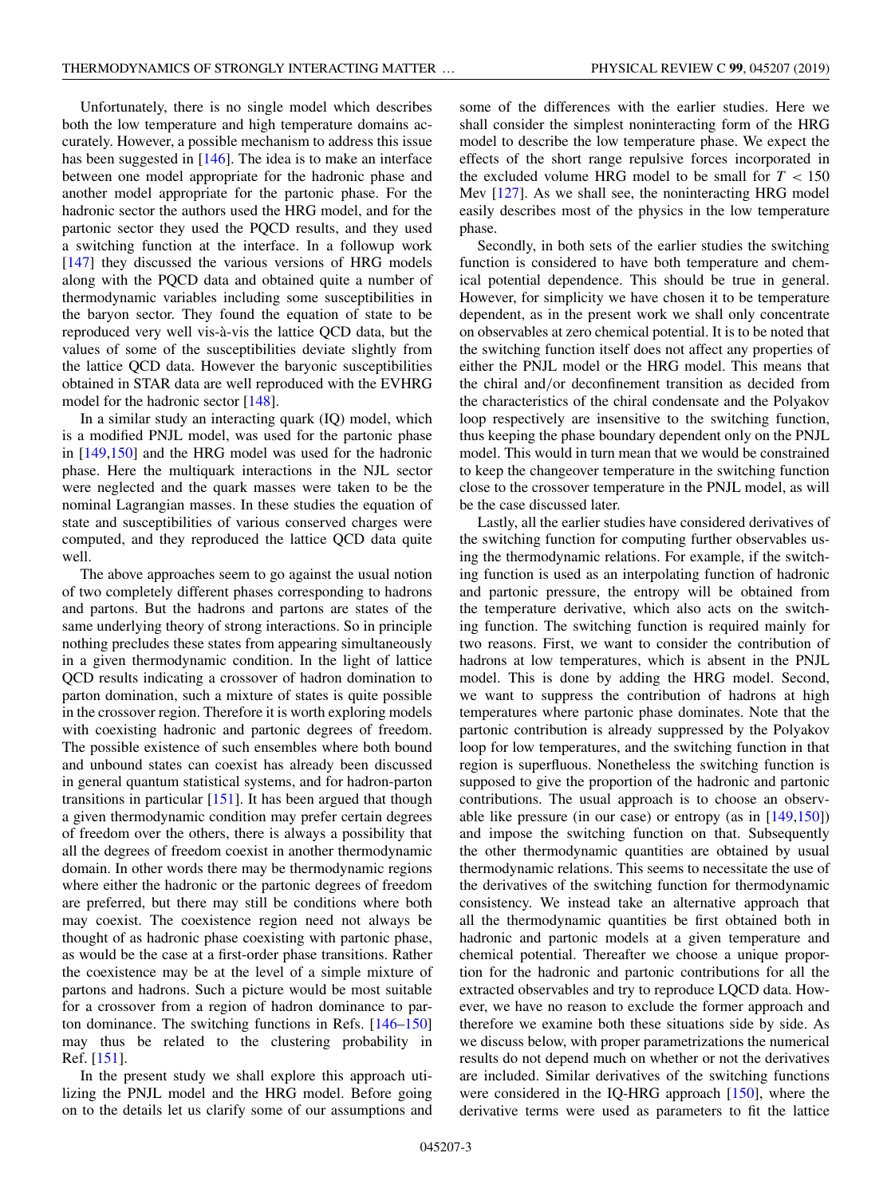Unfortunately, there is no single model which describes both the low temperature and high temperature domains accurately. However, a possible mechanism to address this issue has been suggested in [146]. The idea is to make an interface between one model appropriate for the hadronic phase and another model appropriate for the partonic phase. For the hadronic sector the authors used the HRG model, and for the partonic sector they used the PQCD results, and they used a switching function at the interface. In a followup work [147] they discussed the various versions of HRG models along with the PQCD data and obtained quite a number of thermodynamic variables including some susceptibilities in the baryon sector. They found the equation of state to be reproduced very well vis-à-vis the lattice QCD data, but the values of some of the susceptibilities deviate slightly from the lattice QCD data. However the baryonic susceptibilities obtained in STAR data are well reproduced with the EVHRG model for the hadronic sector [148].

In a similar study an interacting quark (IQ) model, which is a modified PNJL model, was used for the partonic phase in [149,150] and the HRG model was used for the hadronic phase. Here the multiquark interactions in the NJL sector were neglected and the quark masses were taken to be the nominal Lagrangian masses. In these studies the equation of state and susceptibilities of various conserved charges were computed, and they reproduced the lattice QCD data quite well.

The above approaches seem to go against the usual notion of two completely different phases corresponding to hadrons and partons. But the hadrons and partons are states of the same underlying theory of strong interactions. So in principle nothing precludes these states from appearing simultaneously in a given thermodynamic condition. In the light of lattice QCD results indicating a crossover of hadron domination to parton domination, such a mixture of states is quite possible in the crossover region. Therefore it is worth exploring models with coexisting hadronic and partonic degrees of freedom. The possible existence of such ensembles where both bound and unbound states can coexist has already been discussed in general quantum statistical systems, and for hadron-parton transitions in particular [151]. It has been argued that though a given thermodynamic condition may prefer certain degrees of freedom over the others, there is always a possibility that all the degrees of freedom coexist in another thermodynamic domain. In other words there may be thermodynamic regions where either the hadronic or the partonic degrees of freedom are preferred, but there may still be conditions where both may coexist. The coexistence region need not always be thought of as hadronic phase coexisting with partonic phase, as would be the case at a first-order phase transitions. Rather the coexistence may be at the level of a simple mixture of partons and hadrons. Such a picture would be most suitable for a crossover from a region of hadron dominance to parton dominance. The switching functions in Refs. [146–150] may thus be related to the clustering probability in Ref. [151].

In the present study we shall explore this approach utilizing the PNJL model and the HRG model. Before going on to the details let us clarify some of our assumptions and some of the differences with the earlier studies. Here we shall consider the simplest noninteracting form of the HRG model to describe the low temperature phase. We expect the effects of the short range repulsive forces incorporated in the excluded volume HRG model to be small for $T < 150$ Mev [127]. As we shall see, the noninteracting HRG model easily describes most of the physics in the low temperature phase.

Secondly, in both sets of the earlier studies the switching function is considered to have both temperature and chemical potential dependence. This should be true in general. However, for simplicity we have chosen it to be temperature dependent, as in the present work we shall only concentrate on observables at zero chemical potential. It is to be noted that the switching function itself does not affect any properties of either the PNJL model or the HRG model. This means that the chiral and/or deconfinement transition as decided from the characteristics of the chiral condensate and the Polyakov loop respectively are insensitive to the switching function, thus keeping the phase boundary dependent only on the PNJL model. This would in turn mean that we would be constrained to keep the changeover temperature in the switching function close to the crossover temperature in the PNJL model, as will be the case discussed later.

Lastly, all the earlier studies have considered derivatives of the switching function for computing further observables using the thermodynamic relations. For example, if the switching function is used as an interpolating function of hadronic and partonic pressure, the entropy will be obtained from the temperature derivative, which also acts on the switching function. The switching function is required mainly for two reasons. First, we want to consider the contribution of hadrons at low temperatures, which is absent in the PNJL model. This is done by adding the HRG model. Second, we want to suppress the contribution of hadrons at high temperatures where partonic phase dominates. Note that the partonic contribution is already suppressed by the Polyakov loop for low temperatures, and the switching function in that region is superfluous. Nonetheless the switching function is supposed to give the proportion of the hadronic and partonic contributions. The usual approach is to choose an observable like pressure (in our case) or entropy (as in [149,150]) and impose the switching function on that. Subsequently the other thermodynamic quantities are obtained by usual thermodynamic relations. This seems to necessitate the use of the derivatives of the switching function for thermodynamic consistency. We instead take an alternative approach that all the thermodynamic quantities be first obtained both in hadronic and partonic models at a given temperature and chemical potential. Thereafter we choose a unique proportion for the hadronic and partonic contributions for all the extracted observables and try to reproduce LQCD data. However, we have no reason to exclude the former approach and therefore we examine both these situations side by side. As we discuss below, with proper parametrizations the numerical results do not depend much on whether or not the derivatives are included. Similar derivatives of the switching functions were considered in the IQ-HRG approach [150], where the derivative terms were used as parameters to fit the lattice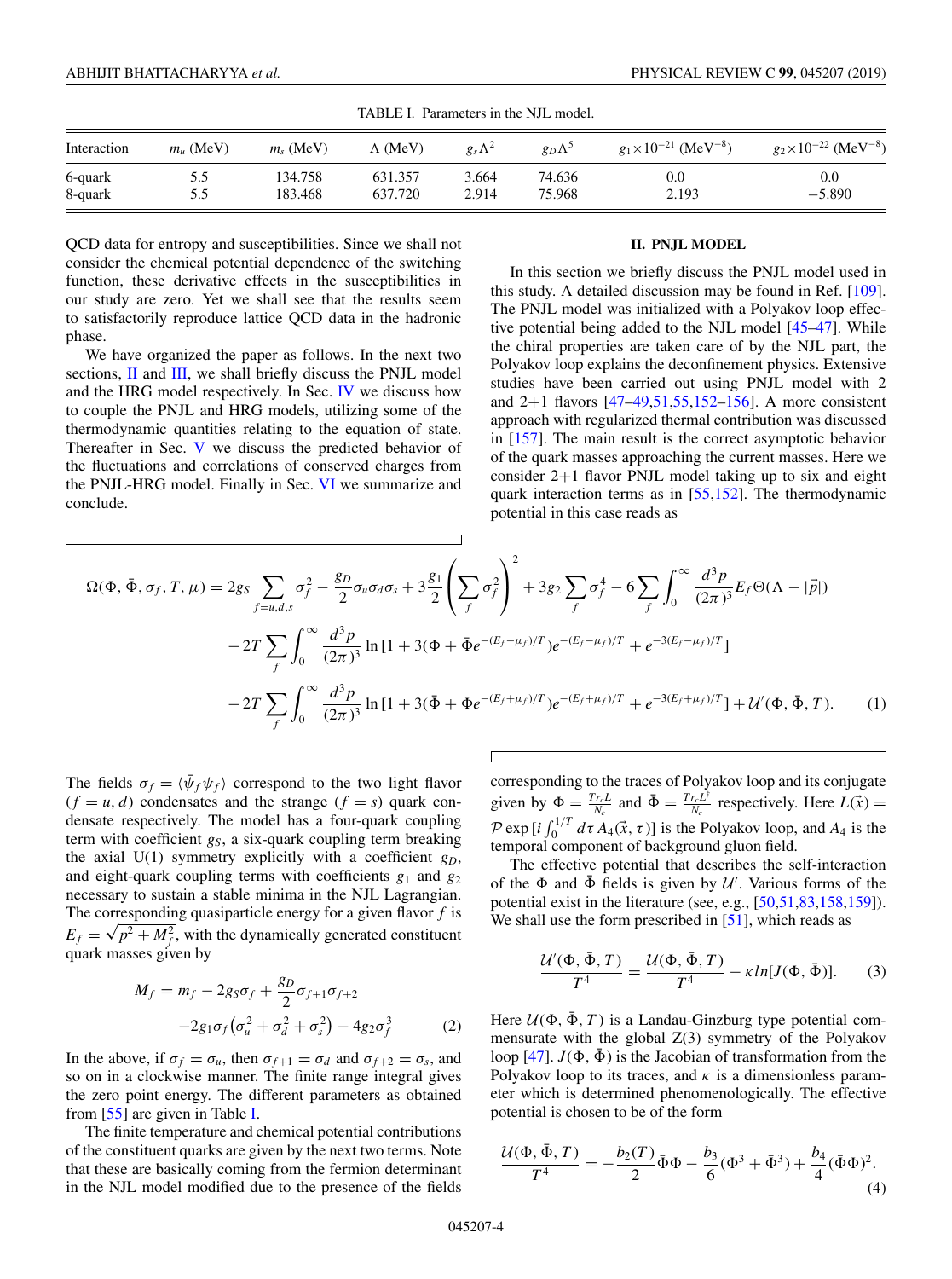TABLE I. Parameters in the NJL model.

| Interaction | $m_u$ (MeV) | $m_s$ (MeV) | $\Lambda$ (MeV) | $g_s\Lambda^2$ | $g_D\Lambda^5$ | $g_1\times 10^{-21}$ (MeV$^{-8}$) | $g_2\times 10^{-22}$ (MeV$^{-8}$) |
|---|---|---|---|---|---|---|---|
| 6-quark | 5.5 | 134.758 | 631.357 | 3.664 | 74.636 | 0.0 | 0.0 |
| 8-quark | 5.5 | 183.468 | 637.720 | 2.914 | 75.968 | 2.193 | $-5.890$ |

QCD data for entropy and susceptibilities. Since we shall not consider the chemical potential dependence of the switching function, these derivative effects in the susceptibilities in our study are zero. Yet we shall see that the results seem to satisfactorily reproduce lattice QCD data in the hadronic phase.

We have organized the paper as follows. In the next two sections, II and III, we shall briefly discuss the PNJL model and the HRG model respectively. In Sec. IV we discuss how to couple the PNJL and HRG models, utilizing some of the thermodynamic quantities relating to the equation of state. Thereafter in Sec. V we discuss the predicted behavior of the fluctuations and correlations of conserved charges from the PNJL-HRG model. Finally in Sec. VI we summarize and conclude.

## II. PNJL MODEL

In this section we briefly discuss the PNJL model used in this study. A detailed discussion may be found in Ref. [109]. The PNJL model was initialized with a Polyakov loop effective potential being added to the NJL model [45–47]. While the chiral properties are taken care of by the NJL part, the Polyakov loop explains the deconfinement physics. Extensive studies have been carried out using PNJL model with 2 and 2+1 flavors [47–49,51,55,152–156]. A more consistent approach with regularized thermal contribution was discussed in [157]. The main result is the correct asymptotic behavior of the quark masses approaching the current masses. Here we consider 2+1 flavor PNJL model taking up to six and eight quark interaction terms as in [55,152]. The thermodynamic potential in this case reads as

$$
\begin{aligned}
\Omega(\Phi,\bar{\Phi},\sigma_f,T,\mu) &= 2g_S\sum_{f=u,d,s}\sigma_f^2-\frac{g_D}{2}\sigma_u\sigma_d\sigma_s+3\frac{g_1}{2}\left(\sum_f\sigma_f^2\right)^2+3g_2\sum_f\sigma_f^4-6\sum_f\int_0^\infty\frac{d^3p}{(2\pi)^3}E_f\Theta(\Lambda-|\vec{p}|)\\
&\quad-2T\sum_f\int_0^\infty\frac{d^3p}{(2\pi)^3}\ln\left[1+3(\Phi+\bar{\Phi}e^{-(E_f-\mu_f)/T})e^{-(E_f-\mu_f)/T}+e^{-3(E_f-\mu_f)/T}\right]\\
&\quad-2T\sum_f\int_0^\infty\frac{d^3p}{(2\pi)^3}\ln\left[1+3(\bar{\Phi}+\Phi e^{-(E_f+\mu_f)/T})e^{-(E_f+\mu_f)/T}+e^{-3(E_f+\mu_f)/T}\right]+\mathcal{U}'(\Phi,\bar{\Phi},T). \qquad (1)
\end{aligned}
$$

The fields $\sigma_f=\langle\bar{\psi}_f\psi_f\rangle$ correspond to the two light flavor ($f=u,d$) condensates and the strange ($f=s$) quark condensate respectively. The model has a four-quark coupling term with coefficient $g_S$, a six-quark coupling term breaking the axial U(1) symmetry explicitly with a coefficient $g_D$, and eight-quark coupling terms with coefficients $g_1$ and $g_2$ necessary to sustain a stable minima in the NJL Lagrangian. The corresponding quasiparticle energy for a given flavor $f$ is $E_f=\sqrt{p^2+M_f^2}$, with the dynamically generated constituent quark masses given by

$$
\begin{aligned}
M_f &= m_f-2g_S\sigma_f+\frac{g_D}{2}\sigma_{f+1}\sigma_{f+2}\\
&\quad-2g_1\sigma_f\left(\sigma_u^2+\sigma_d^2+\sigma_s^2\right)-4g_2\sigma_f^3 \qquad (2)
\end{aligned}
$$

In the above, if $\sigma_f=\sigma_u$, then $\sigma_{f+1}=\sigma_d$ and $\sigma_{f+2}=\sigma_s$, and so on in a clockwise manner. The finite range integral gives the zero point energy. The different parameters as obtained from [55] are given in Table I.

The finite temperature and chemical potential contributions of the constituent quarks are given by the next two terms. Note that these are basically coming from the fermion determinant in the NJL model modified due to the presence of the fields corresponding to the traces of Polyakov loop and its conjugate given by $\Phi=\frac{Tr_cL}{N_c}$ and $\bar{\Phi}=\frac{Tr_cL^\dagger}{N_c}$ respectively. Here $L(\vec{x})=\mathcal{P}\exp\left[i\int_0^{1/T}d\tau\,A_4(\vec{x},\tau)\right]$ is the Polyakov loop, and $A_4$ is the temporal component of background gluon field.

The effective potential that describes the self-interaction of the $\Phi$ and $\bar{\Phi}$ fields is given by $\mathcal{U}'$. Various forms of the potential exist in the literature (see, e.g., [50,51,83,158,159]). We shall use the form prescribed in [51], which reads as

$$
\frac{\mathcal{U}'(\Phi,\bar{\Phi},T)}{T^4}=\frac{\mathcal{U}(\Phi,\bar{\Phi},T)}{T^4}-\kappa\, ln[J(\Phi,\bar{\Phi})]. \qquad (3)
$$

Here $\mathcal{U}(\Phi,\bar{\Phi},T)$ is a Landau-Ginzburg type potential commensurate with the global Z(3) symmetry of the Polyakov loop [47]. $J(\Phi,\bar{\Phi})$ is the Jacobian of transformation from the Polyakov loop to its traces, and $\kappa$ is a dimensionless parameter which is determined phenomenologically. The effective potential is chosen to be of the form

$$
\frac{\mathcal{U}(\Phi,\bar{\Phi},T)}{T^4}=-\frac{b_2(T)}{2}\bar{\Phi}\Phi-\frac{b_3}{6}(\Phi^3+\bar{\Phi}^3)+\frac{b_4}{4}(\bar{\Phi}\Phi)^2. \qquad (4)
$$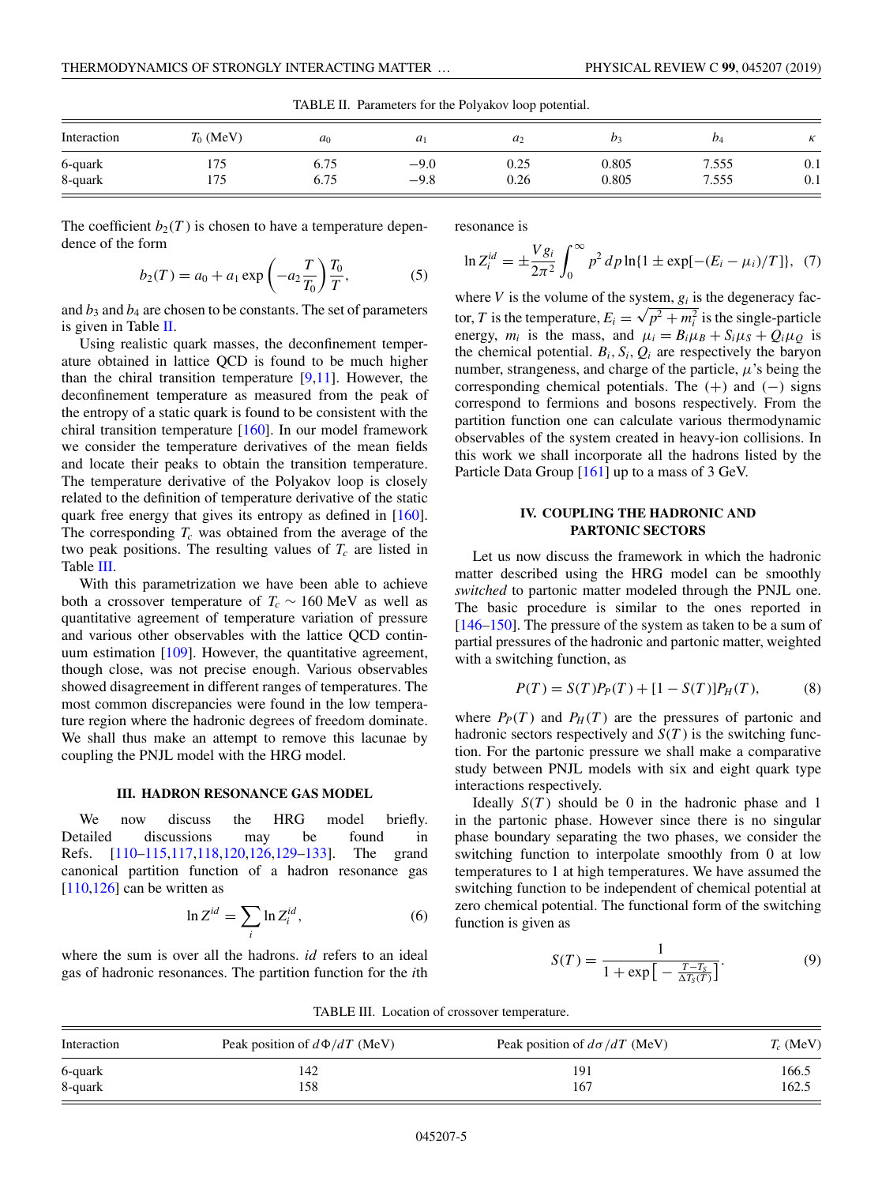TABLE II. Parameters for the Polyakov loop potential.

| Interaction | $T_0$ (MeV) | $a_0$ | $a_1$ | $a_2$ | $b_3$ | $b_4$ | $\kappa$ |
|---|---|---|---|---|---|---|---|
| 6-quark | 175 | 6.75 | −9.0 | 0.25 | 0.805 | 7.555 | 0.1 |
| 8-quark | 175 | 6.75 | −9.8 | 0.26 | 0.805 | 7.555 | 0.1 |

The coefficient $b_2(T)$ is chosen to have a temperature dependence of the form

$$b_2(T) = a_0 + a_1 \exp\left(-a_2 \frac{T}{T_0}\right) \frac{T_0}{T}, \tag{5}$$

and $b_3$ and $b_4$ are chosen to be constants. The set of parameters is given in Table II.

Using realistic quark masses, the deconfinement temperature obtained in lattice QCD is found to be much higher than the chiral transition temperature [9,11]. However, the deconfinement temperature as measured from the peak of the entropy of a static quark is found to be consistent with the chiral transition temperature [160]. In our model framework we consider the temperature derivatives of the mean fields and locate their peaks to obtain the transition temperature. The temperature derivative of the Polyakov loop is closely related to the definition of temperature derivative of the static quark free energy that gives its entropy as defined in [160]. The corresponding $T_c$ was obtained from the average of the two peak positions. The resulting values of $T_c$ are listed in Table III.

With this parametrization we have been able to achieve both a crossover temperature of $T_c \sim 160$ MeV as well as quantitative agreement of temperature variation of pressure and various other observables with the lattice QCD continuum estimation [109]. However, the quantitative agreement, though close, was not precise enough. Various observables showed disagreement in different ranges of temperatures. The most common discrepancies were found in the low temperature region where the hadronic degrees of freedom dominate. We shall thus make an attempt to remove this lacunae by coupling the PNJL model with the HRG model.

## III. HADRON RESONANCE GAS MODEL

We now discuss the HRG model briefly. Detailed discussions may be found in Refs. [110–115,117,118,120,126,129–133]. The grand canonical partition function of a hadron resonance gas [110,126] can be written as

$$\ln Z^{id} = \sum_i \ln Z_i^{id}, \tag{6}$$

where the sum is over all the hadrons. *id* refers to an ideal gas of hadronic resonances. The partition function for the $i$th resonance is

$$\ln Z_i^{id} = \pm \frac{V g_i}{2\pi^2} \int_0^\infty p^2\, dp \ln\{1 \pm \exp[-(E_i - \mu_i)/T]\}, \tag{7}$$

where $V$ is the volume of the system, $g_i$ is the degeneracy factor, $T$ is the temperature, $E_i = \sqrt{p^2 + m_i^2}$ is the single-particle energy, $m_i$ is the mass, and $\mu_i = B_i\mu_B + S_i\mu_S + Q_i\mu_Q$ is the chemical potential. $B_i, S_i, Q_i$ are respectively the baryon number, strangeness, and charge of the particle, $\mu$'s being the corresponding chemical potentials. The $(+)$ and $(-)$ signs correspond to fermions and bosons respectively. From the partition function one can calculate various thermodynamic observables of the system created in heavy-ion collisions. In this work we shall incorporate all the hadrons listed by the Particle Data Group [161] up to a mass of 3 GeV.

## IV. COUPLING THE HADRONIC AND PARTONIC SECTORS

Let us now discuss the framework in which the hadronic matter described using the HRG model can be smoothly *switched* to partonic matter modeled through the PNJL one. The basic procedure is similar to the ones reported in [146–150]. The pressure of the system as taken to be a sum of partial pressures of the hadronic and partonic matter, weighted with a switching function, as

$$P(T) = S(T)P_P(T) + [1 - S(T)]P_H(T), \tag{8}$$

where $P_P(T)$ and $P_H(T)$ are the pressures of partonic and hadronic sectors respectively and $S(T)$ is the switching function. For the partonic pressure we shall make a comparative study between PNJL models with six and eight quark type interactions respectively.

Ideally $S(T)$ should be 0 in the hadronic phase and 1 in the partonic phase. However since there is no singular phase boundary separating the two phases, we consider the switching function to interpolate smoothly from 0 at low temperatures to 1 at high temperatures. We have assumed the switching function to be independent of chemical potential at zero chemical potential. The functional form of the switching function is given as

$$S(T) = \frac{1}{1 + \exp\left[-\frac{T - T_S}{\Delta T_S(T)}\right]}. \tag{9}$$

TABLE III. Location of crossover temperature.

| Interaction | Peak position of $d\Phi/dT$ (MeV) | Peak position of $d\sigma/dT$ (MeV) | $T_c$ (MeV) |
|---|---|---|---|
| 6-quark | 142 | 191 | 166.5 |
| 8-quark | 158 | 167 | 162.5 |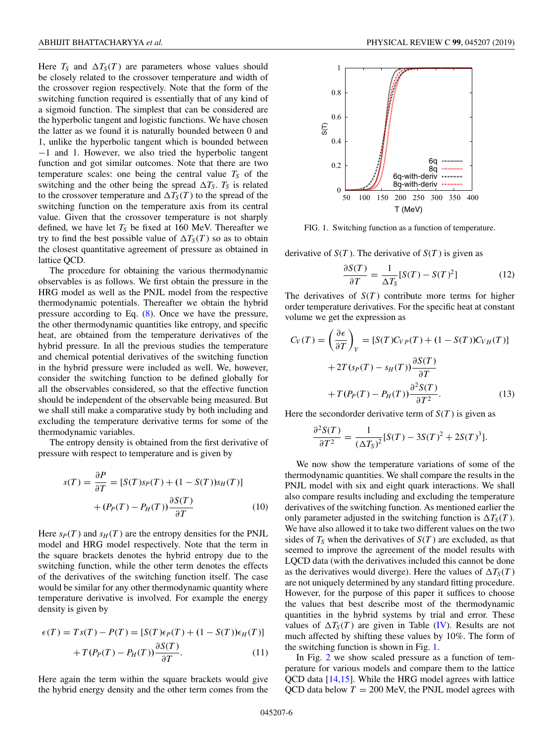Here $T_S$ and $\Delta T_S(T)$ are parameters whose values should be closely related to the crossover temperature and width of the crossover region respectively. Note that the form of the switching function required is essentially that of any kind of a sigmoid function. The simplest that can be considered are the hyperbolic tangent and logistic functions. We have chosen the latter as we found it is naturally bounded between 0 and 1, unlike the hyperbolic tangent which is bounded between $-1$ and 1. However, we also tried the hyperbolic tangent function and got similar outcomes. Note that there are two temperature scales: one being the central value $T_S$ of the switching and the other being the spread $\Delta T_S$. $T_S$ is related to the crossover temperature and $\Delta T_S(T)$ to the spread of the switching function on the temperature axis from its central value. Given that the crossover temperature is not sharply defined, we have let $T_S$ be fixed at 160 MeV. Thereafter we try to find the best possible value of $\Delta T_S(T)$ so as to obtain the closest quantitative agreement of pressure as obtained in lattice QCD.

The procedure for obtaining the various thermodynamic observables is as follows. We first obtain the pressure in the HRG model as well as the PNJL model from the respective thermodynamic potentials. Thereafter we obtain the hybrid pressure according to Eq. (8). Once we have the pressure, the other thermodynamic quantities like entropy, and specific heat, are obtained from the temperature derivatives of the hybrid pressure. In all the previous studies the temperature and chemical potential derivatives of the switching function in the hybrid pressure were included as well. We, however, consider the switching function to be defined globally for all the observables considered, so that the effective function should be independent of the observable being measured. But we shall still make a comparative study by both including and excluding the temperature derivative terms for some of the thermodynamic variables.

The entropy density is obtained from the first derivative of pressure with respect to temperature and is given by

$$s(T) = \frac{\partial P}{\partial T} = [S(T)s_P(T) + (1 - S(T))s_H(T)] + (P_P(T) - P_H(T))\frac{\partial S(T)}{\partial T} \tag{10}$$

Here $s_P(T)$ and $s_H(T)$ are the entropy densities for the PNJL model and HRG model respectively. Note that the term in the square brackets denotes the hybrid entropy due to the switching function, while the other term denotes the effects of the derivatives of the switching function itself. The case would be similar for any other thermodynamic quantity where temperature derivative is involved. For example the energy density is given by

$$\epsilon(T) = Ts(T) - P(T) = [S(T)\epsilon_P(T) + (1 - S(T))\epsilon_H(T)] + T(P_P(T) - P_H(T))\frac{\partial S(T)}{\partial T}. \tag{11}$$

Here again the term within the square brackets would give the hybrid energy density and the other term comes from the derivative of $S(T)$. The derivative of $S(T)$ is given as

$$\frac{\partial S(T)}{\partial T} = \frac{1}{\Delta T_S}[S(T) - S(T)^2] \tag{12}$$

The derivatives of $S(T)$ contribute more terms for higher order temperature derivatives. For the specific heat at constant volume we get the expression as

$$C_V(T) = \left(\frac{\partial \epsilon}{\partial T}\right)_V = [S(T)C_{VP}(T) + (1 - S(T))C_{VH}(T)] + 2T(s_P(T) - s_H(T))\frac{\partial S(T)}{\partial T} + T(P_P(T) - P_H(T))\frac{\partial^2 S(T)}{\partial T^2}. \tag{13}$$

Here the secondorder derivative term of $S(T)$ is given as

$$\frac{\partial^2 S(T)}{\partial T^2} = \frac{1}{(\Delta T_S)^2}[S(T) - 3S(T)^2 + 2S(T)^3].$$

S(T)
T (MeV)
6q
8q
6q-with-deriv
8q-with-deriv

FIG. 1. Switching function as a function of temperature.

We now show the temperature variations of some of the thermodynamic quantities. We shall compare the results in the PNJL model with six and eight quark interactions. We shall also compare results including and excluding the temperature derivatives of the switching function. As mentioned earlier the only parameter adjusted in the switching function is $\Delta T_S(T)$. We have also allowed it to take two different values on the two sides of $T_S$ when the derivatives of $S(T)$ are excluded, as that seemed to improve the agreement of the model results with LQCD data (with the derivatives included this cannot be done as the derivatives would diverge). Here the values of $\Delta T_S(T)$ are not uniquely determined by any standard fitting procedure. However, for the purpose of this paper it suffices to choose the values that best describe most of the thermodynamic quantities in the hybrid systems by trial and error. These values of $\Delta T_S(T)$ are given in Table (IV). Results are not much affected by shifting these values by 10%. The form of the switching function is shown in Fig. 1.

In Fig. 2 we show scaled pressure as a function of temperature for various models and compare them to the lattice QCD data [14,15]. While the HRG model agrees with lattice QCD data below $T = 200$ MeV, the PNJL model agrees with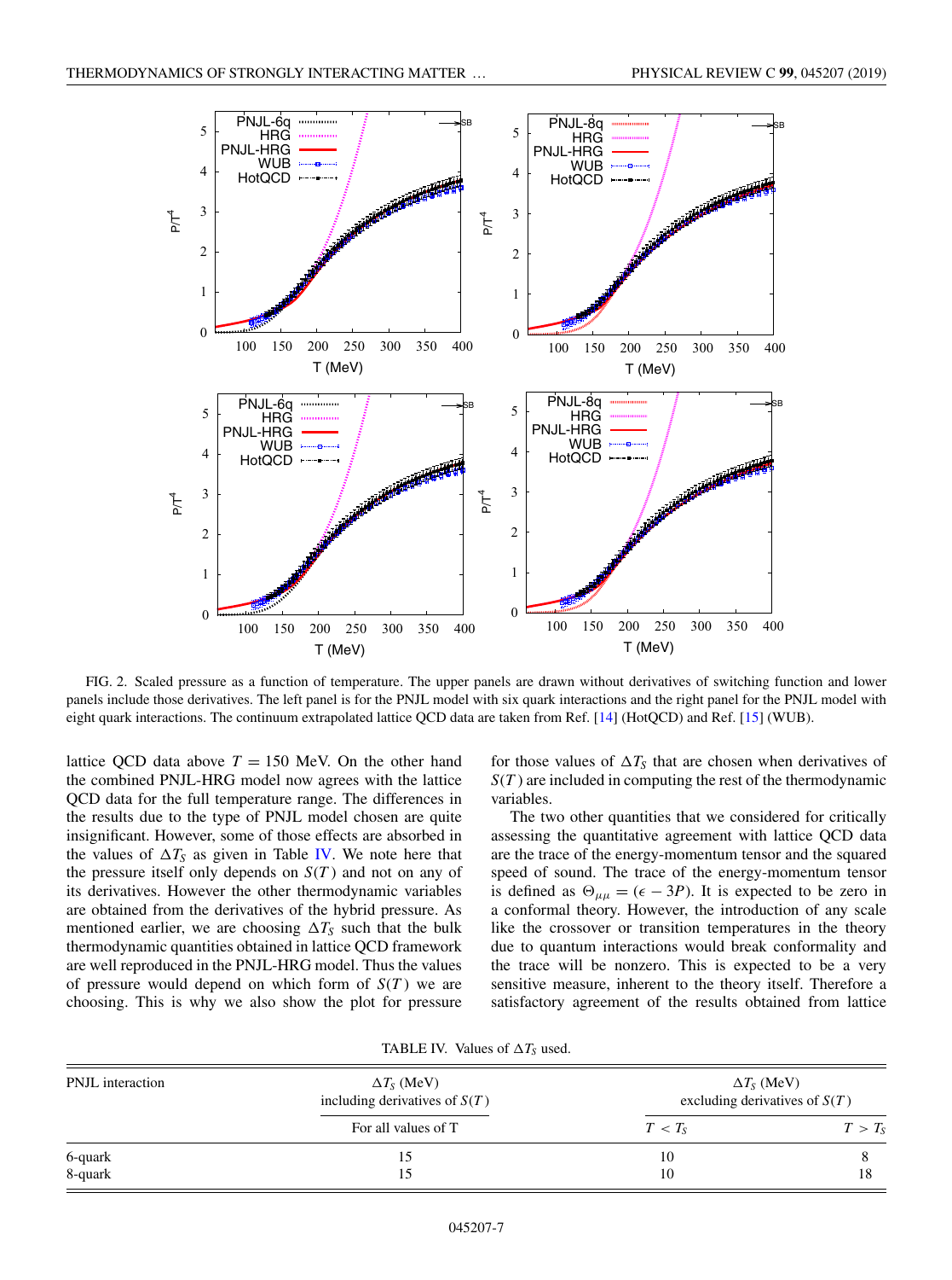PNJL-6q
HRG
PNJL-HRG
WUB
HotQCD
SB
$P/T^4$
T (MeV)

PNJL-8q
HRG
PNJL-HRG
WUB
HotQCD
SB
$P/T^4$
T (MeV)

PNJL-6q
HRG
PNJL-HRG
WUB
HotQCD
SB
$P/T^4$
T (MeV)

PNJL-8q
HRG
PNJL-HRG
WUB
HotQCD
SB
$P/T^4$
T (MeV)

FIG. 2. Scaled pressure as a function of temperature. The upper panels are drawn without derivatives of switching function and lower panels include those derivatives. The left panel is for the PNJL model with six quark interactions and the right panel for the PNJL model with eight quark interactions. The continuum extrapolated lattice QCD data are taken from Ref. [14] (HotQCD) and Ref. [15] (WUB).

lattice QCD data above $T = 150$ MeV. On the other hand the combined PNJL-HRG model now agrees with the lattice QCD data for the full temperature range. The differences in the results due to the type of PNJL model chosen are quite insignificant. However, some of those effects are absorbed in the values of $\Delta T_S$ as given in Table IV. We note here that the pressure itself only depends on $S(T)$ and not on any of its derivatives. However the other thermodynamic variables are obtained from the derivatives of the hybrid pressure. As mentioned earlier, we are choosing $\Delta T_S$ such that the bulk thermodynamic quantities obtained in lattice QCD framework are well reproduced in the PNJL-HRG model. Thus the values of pressure would depend on which form of $S(T)$ we are choosing. This is why we also show the plot for pressure for those values of $\Delta T_S$ that are chosen when derivatives of $S(T)$ are included in computing the rest of the thermodynamic variables.

The two other quantities that we considered for critically assessing the quantitative agreement with lattice QCD data are the trace of the energy-momentum tensor and the squared speed of sound. The trace of the energy-momentum tensor is defined as $\Theta_{\mu\mu} = (\epsilon - 3P)$. It is expected to be zero in a conformal theory. However, the introduction of any scale like the crossover or transition temperatures in the theory due to quantum interactions would break conformality and the trace will be nonzero. This is expected to be a very sensitive measure, inherent to the theory itself. Therefore a satisfactory agreement of the results obtained from lattice

TABLE IV. Values of $\Delta T_S$ used.

| PNJL interaction | $\Delta T_S$ (MeV) including derivatives of $S(T)$ | $\Delta T_S$ (MeV) excluding derivatives of $S(T)$ | |
|---|---|---|---|
| | For all values of T | $T < T_S$ | $T > T_S$ |
| 6-quark | 15 | 10 | 8 |
| 8-quark | 15 | 10 | 18 |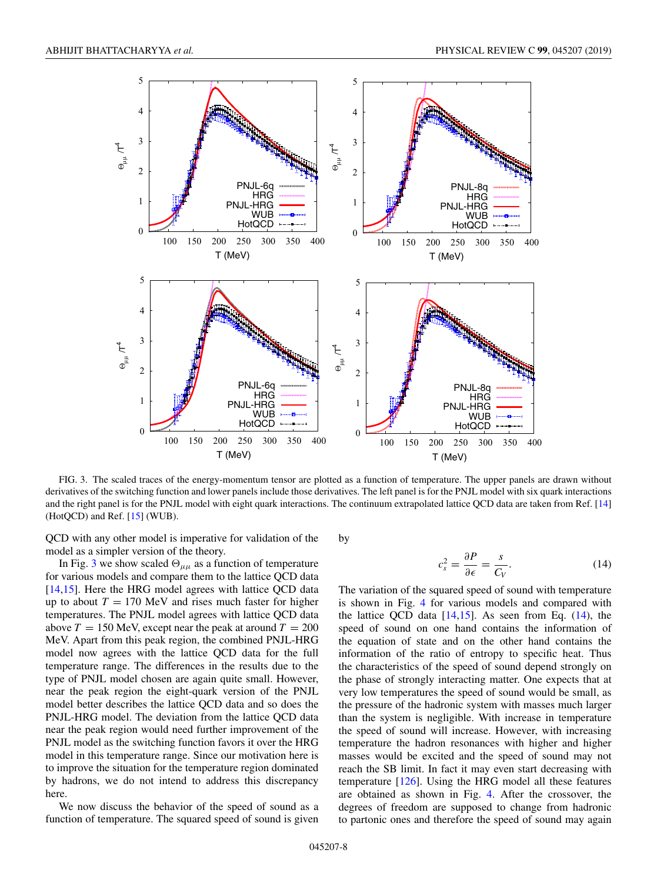$\Theta_{\mu\mu}/T^4$

T (MeV)

PNJL-6q
HRG
PNJL-HRG
WUB
HotQCD

PNJL-8q
HRG
PNJL-HRG
WUB
HotQCD

FIG. 3. The scaled traces of the energy-momentum tensor are plotted as a function of temperature. The upper panels are drawn without derivatives of the switching function and lower panels include those derivatives. The left panel is for the PNJL model with six quark interactions and the right panel is for the PNJL model with eight quark interactions. The continuum extrapolated lattice QCD data are taken from Ref. [14] (HotQCD) and Ref. [15] (WUB).

QCD with any other model is imperative for validation of the model as a simpler version of the theory.

In Fig. 3 we show scaled $\Theta_{\mu\mu}$ as a function of temperature for various models and compare them to the lattice QCD data [14,15]. Here the HRG model agrees with lattice QCD data up to about $T = 170$ MeV and rises much faster for higher temperatures. The PNJL model agrees with lattice QCD data above $T = 150$ MeV, except near the peak at around $T = 200$ MeV. Apart from this peak region, the combined PNJL-HRG model now agrees with the lattice QCD data for the full temperature range. The differences in the results due to the type of PNJL model chosen are again quite small. However, near the peak region the eight-quark version of the PNJL model better describes the lattice QCD data and so does the PNJL-HRG model. The deviation from the lattice QCD data near the peak region would need further improvement of the PNJL model as the switching function favors it over the HRG model in this temperature range. Since our motivation here is to improve the situation for the temperature region dominated by hadrons, we do not intend to address this discrepancy here.

We now discuss the behavior of the speed of sound as a function of temperature. The squared speed of sound is given by

$$c_s^2 = \frac{\partial P}{\partial \epsilon} = \frac{s}{C_V}. \tag{14}$$

The variation of the squared speed of sound with temperature is shown in Fig. 4 for various models and compared with the lattice QCD data [14,15]. As seen from Eq. (14), the speed of sound on one hand contains the information of the equation of state and on the other hand contains the information of the ratio of entropy to specific heat. Thus the characteristics of the speed of sound depend strongly on the phase of strongly interacting matter. One expects that at very low temperatures the speed of sound would be small, as the pressure of the hadronic system with masses much larger than the system is negligible. With increase in temperature the speed of sound will increase. However, with increasing temperature the hadron resonances with higher and higher masses would be excited and the speed of sound may not reach the SB limit. In fact it may even start decreasing with temperature [126]. Using the HRG model all these features are obtained as shown in Fig. 4. After the crossover, the degrees of freedom are supposed to change from hadronic to partonic ones and therefore the speed of sound may again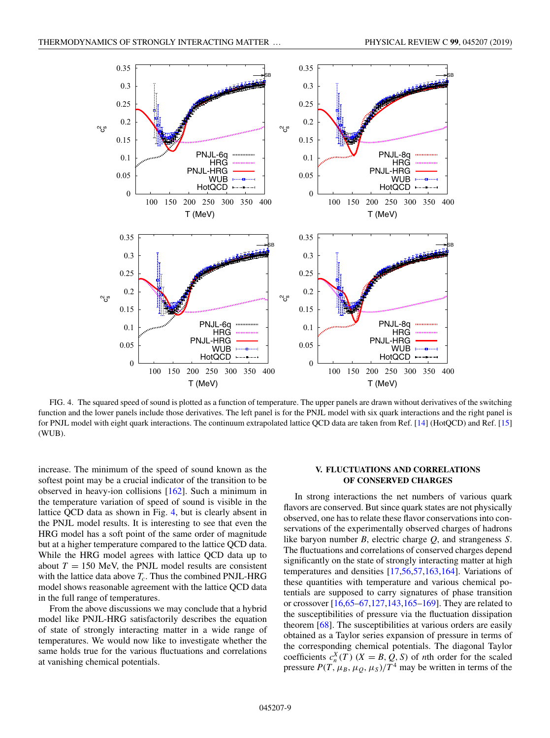FIG. 4. The squared speed of sound is plotted as a function of temperature. The upper panels are drawn without derivatives of the switching function and the lower panels include those derivatives. The left panel is for the PNJL model with six quark interactions and the right panel is for PNJL model with eight quark interactions. The continuum extrapolated lattice QCD data are taken from Ref. [14] (HotQCD) and Ref. [15] (WUB).

increase. The minimum of the speed of sound known as the softest point may be a crucial indicator of the transition to be observed in heavy-ion collisions [162]. Such a minimum in the temperature variation of speed of sound is visible in the lattice QCD data as shown in Fig. 4, but is clearly absent in the PNJL model results. It is interesting to see that even the HRG model has a soft point of the same order of magnitude but at a higher temperature compared to the lattice QCD data. While the HRG model agrees with lattice QCD data up to about $T = 150$ MeV, the PNJL model results are consistent with the lattice data above $T_c$. Thus the combined PNJL-HRG model shows reasonable agreement with the lattice QCD data in the full range of temperatures.

From the above discussions we may conclude that a hybrid model like PNJL-HRG satisfactorily describes the equation of state of strongly interacting matter in a wide range of temperatures. We would now like to investigate whether the same holds true for the various fluctuations and correlations at vanishing chemical potentials.

## V. FLUCTUATIONS AND CORRELATIONS OF CONSERVED CHARGES

In strong interactions the net numbers of various quark flavors are conserved. But since quark states are not physically observed, one has to relate these flavor conservations into conservations of the experimentally observed charges of hadrons like baryon number $B$, electric charge $Q$, and strangeness $S$. The fluctuations and correlations of conserved charges depend significantly on the state of strongly interacting matter at high temperatures and densities [17,56,57,163,164]. Variations of these quantities with temperature and various chemical potentials are supposed to carry signatures of phase transition or crossover [16,65–67,127,143,165–169]. They are related to the susceptibilities of pressure via the fluctuation dissipation theorem [68]. The susceptibilities at various orders are easily obtained as a Taylor series expansion of pressure in terms of the corresponding chemical potentials. The diagonal Taylor coefficients $c_n^X(T)$ $(X = B, Q, S)$ of $n$th order for the scaled pressure $P(T, \mu_B, \mu_Q, \mu_S)/T^4$ may be written in terms of the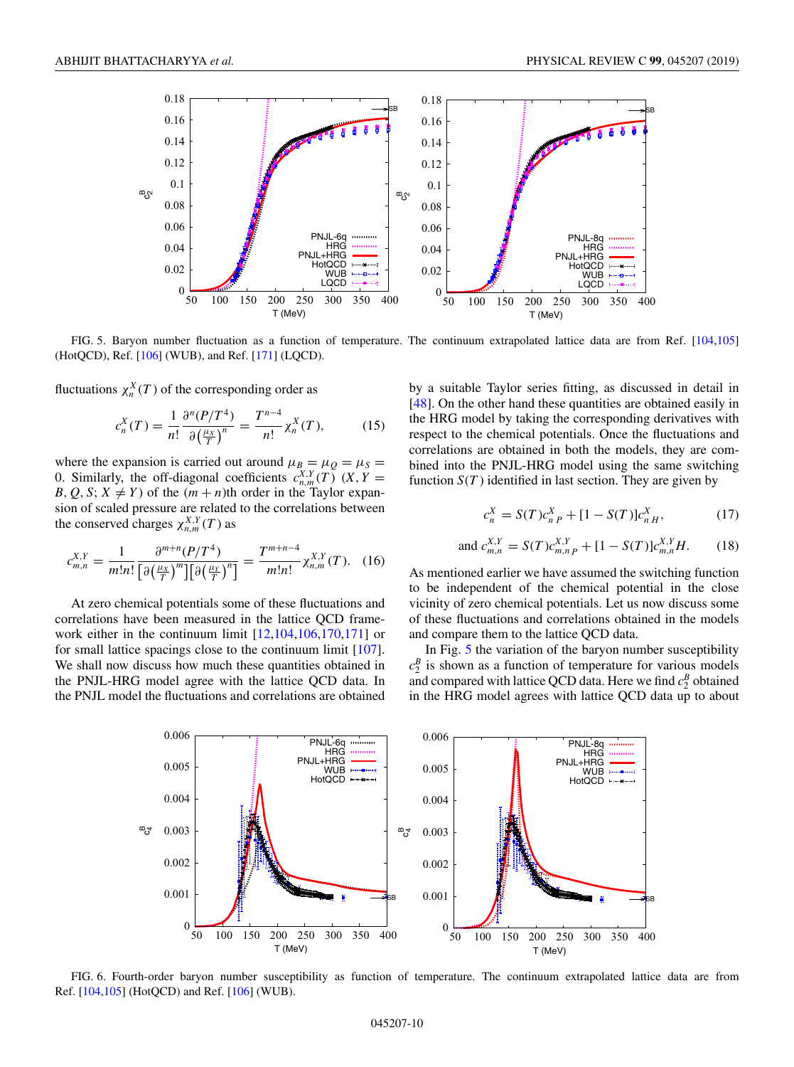0.18
0.16
0.14
0.12
0.1
0.08
0.06
0.04
0.02
0
$c_2^B$
50 100 150 200 250 300 350 400
T (MeV)
SB
PNJL-6q
HRG
PNJL+HRG
HotQCD
WUB
LQCD

0.18
0.16
0.14
0.12
0.1
0.08
0.06
0.04
0.02
0
$c_2^B$
50 100 150 200 250 300 350 400
T (MeV)
SB
PNJL-8q
HRG
PNJL+HRG
HotQCD
WUB
LQCD

FIG. 5. Baryon number fluctuation as a function of temperature. The continuum extrapolated lattice data are from Ref. [104,105] (HotQCD), Ref. [106] (WUB), and Ref. [171] (LQCD).

fluctuations $\chi_n^X(T)$ of the corresponding order as

$$c_n^X(T) = \frac{1}{n!}\frac{\partial^n(P/T^4)}{\partial\left(\frac{\mu_X}{T}\right)^n} = \frac{T^{n-4}}{n!}\chi_n^X(T), \qquad (15)$$

where the expansion is carried out around $\mu_B = \mu_Q = \mu_S = 0$. Similarly, the off-diagonal coefficients $c_{n,m}^{X,Y}(T)$ ($X, Y = B, Q, S$; $X \neq Y$) of the $(m+n)$th order in the Taylor expansion of scaled pressure are related to the correlations between the conserved charges $\chi_{n,m}^{X,Y}(T)$ as

$$c_{m,n}^{X,Y} = \frac{1}{m!n!}\frac{\partial^{m+n}(P/T^4)}{\left[\partial\left(\frac{\mu_X}{T}\right)^m\right]\left[\partial\left(\frac{\mu_Y}{T}\right)^n\right]} = \frac{T^{m+n-4}}{m!n!}\chi_{n,m}^{X,Y}(T). \quad (16)$$

At zero chemical potentials some of these fluctuations and correlations have been measured in the lattice QCD framework either in the continuum limit [12,104,106,170,171] or for small lattice spacings close to the continuum limit [107]. We shall now discuss how much these quantities obtained in the PNJL-HRG model agree with the lattice QCD data. In the PNJL model the fluctuations and correlations are obtained by a suitable Taylor series fitting, as discussed in detail in [48]. On the other hand these quantities are obtained easily in the HRG model by taking the corresponding derivatives with respect to the chemical potentials. Once the fluctuations and correlations are obtained in both the models, they are combined into the PNJL-HRG model using the same switching function $S(T)$ identified in last section. They are given by

$$c_n^X = S(T)c_{n\,P}^X + [1 - S(T)]c_{n\,H}^X, \qquad (17)$$

$$\text{and } c_{m,n}^{X,Y} = S(T)c_{m,n\,P}^{X,Y} + [1 - S(T)]c_{m,n}^{X,Y}H. \qquad (18)$$

As mentioned earlier we have assumed the switching function to be independent of the chemical potential in the close vicinity of zero chemical potentials. Let us now discuss some of these fluctuations and correlations obtained in the models and compare them to the lattice QCD data.

In Fig. 5 the variation of the baryon number susceptibility $c_2^B$ is shown as a function of temperature for various models and compared with lattice QCD data. Here we find $c_2^B$ obtained in the HRG model agrees with lattice QCD data up to about

0.006
0.005
0.004
0.003
0.002
0.001
0
$c_4^B$
50 100 150 200 250 300 350 400
T (MeV)
SB
PNJL-6q
HRG
PNJL+HRG
WUB
HotQCD

0.006
0.005
0.004
0.003
0.002
0.001
0
$c_4^B$
50 100 150 200 250 300 350 400
T (MeV)
SB
PNJL-8q
HRG
PNJL+HRG
WUB
HotQCD

FIG. 6. Fourth-order baryon number susceptibility as function of temperature. The continuum extrapolated lattice data are from Ref. [104,105] (HotQCD) and Ref. [106] (WUB).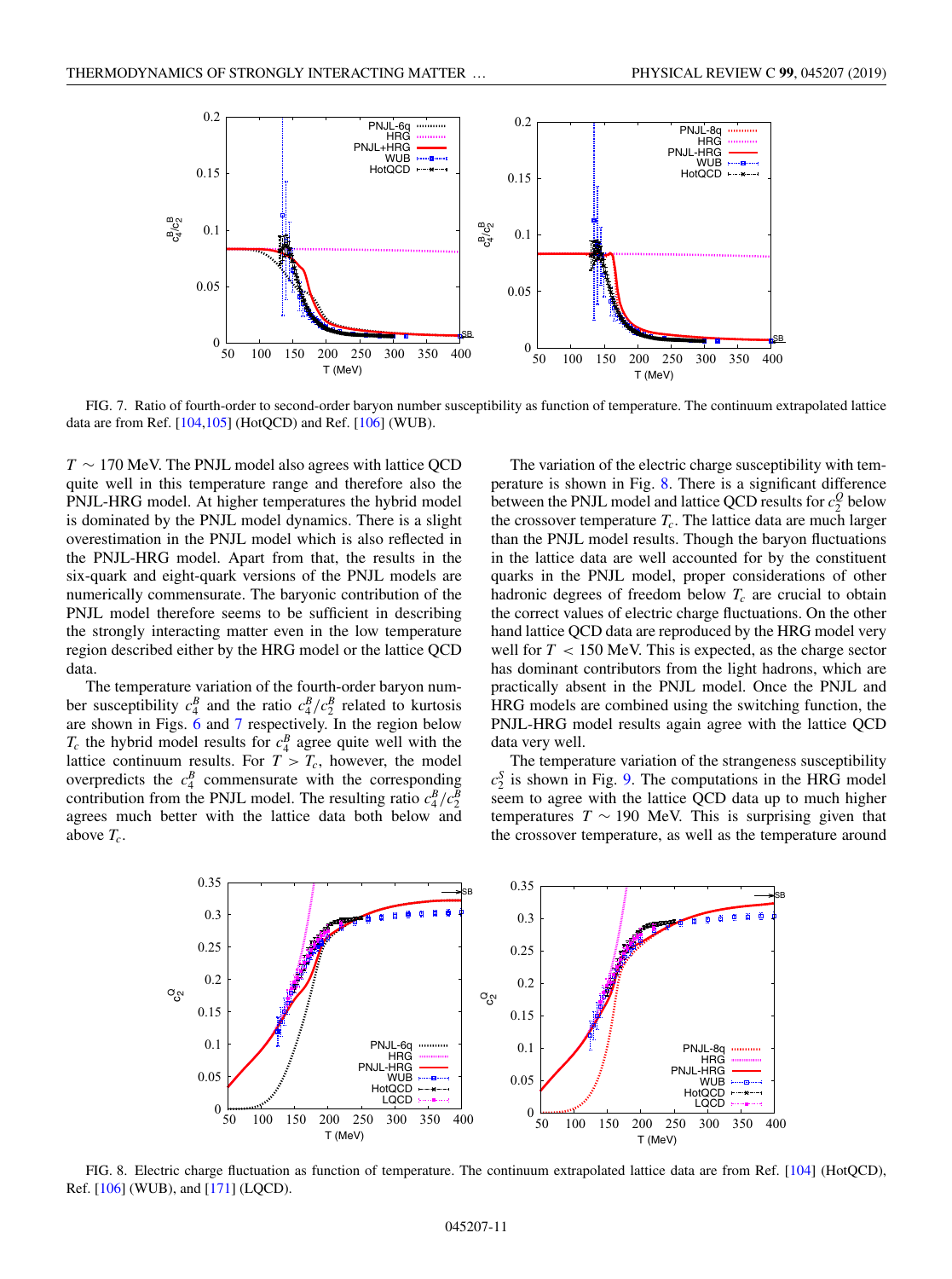0.2
0.15
0.1
0.05
0
$c_4^B/c_2^B$
50 100 150 200 250 300 350 400
T (MeV)
PNJL-6q
HRG
PNJL+HRG
WUB
HotQCD
SB

0.2
0.15
0.1
0.05
0
$c_4^B/c_2^B$
50 100 150 200 250 300 350 400
T (MeV)
PNJL-8q
HRG
PNJL-HRG
WUB
HotQCD
SB

FIG. 7. Ratio of fourth-order to second-order baryon number susceptibility as function of temperature. The continuum extrapolated lattice data are from Ref. [104,105] (HotQCD) and Ref. [106] (WUB).

$T \sim 170$ MeV. The PNJL model also agrees with lattice QCD quite well in this temperature range and therefore also the PNJL-HRG model. At higher temperatures the hybrid model is dominated by the PNJL model dynamics. There is a slight overestimation in the PNJL model which is also reflected in the PNJL-HRG model. Apart from that, the results in the six-quark and eight-quark versions of the PNJL models are numerically commensurate. The baryonic contribution of the PNJL model therefore seems to be sufficient in describing the strongly interacting matter even in the low temperature region described either by the HRG model or the lattice QCD data.

The temperature variation of the fourth-order baryon number susceptibility $c_4^B$ and the ratio $c_4^B/c_2^B$ related to kurtosis are shown in Figs. 6 and 7 respectively. In the region below $T_c$ the hybrid model results for $c_4^B$ agree quite well with the lattice continuum results. For $T > T_c$, however, the model overpredicts the $c_4^B$ commensurate with the corresponding contribution from the PNJL model. The resulting ratio $c_4^B/c_2^B$ agrees much better with the lattice data both below and above $T_c$.

The variation of the electric charge susceptibility with temperature is shown in Fig. 8. There is a significant difference between the PNJL model and lattice QCD results for $c_2^Q$ below the crossover temperature $T_c$. The lattice data are much larger than the PNJL model results. Though the baryon fluctuations in the lattice data are well accounted for by the constituent quarks in the PNJL model, proper considerations of other hadronic degrees of freedom below $T_c$ are crucial to obtain the correct values of electric charge fluctuations. On the other hand lattice QCD data are reproduced by the HRG model very well for $T < 150$ MeV. This is expected, as the charge sector has dominant contributors from the light hadrons, which are practically absent in the PNJL model. Once the PNJL and HRG models are combined using the switching function, the PNJL-HRG model results again agree with the lattice QCD data very well.

The temperature variation of the strangeness susceptibility $c_2^S$ is shown in Fig. 9. The computations in the HRG model seem to agree with the lattice QCD data up to much higher temperatures $T \sim 190$ MeV. This is surprising given that the crossover temperature, as well as the temperature around

0.35
0.3
0.25
0.2
0.15
0.1
0.05
0
$c_2^Q$
50 100 150 200 250 300 350 400
T (MeV)
SB
PNJL-6q
HRG
PNJL-HRG
WUB
HotQCD
LQCD

0.35
0.3
0.25
0.2
0.15
0.1
0.05
0
$c_2^Q$
50 100 150 200 250 300 350 400
T (MeV)
SB
PNJL-8q
HRG
PNJL-HRG
WUB
HotQCD
LQCD

FIG. 8. Electric charge fluctuation as function of temperature. The continuum extrapolated lattice data are from Ref. [104] (HotQCD), Ref. [106] (WUB), and [171] (LQCD).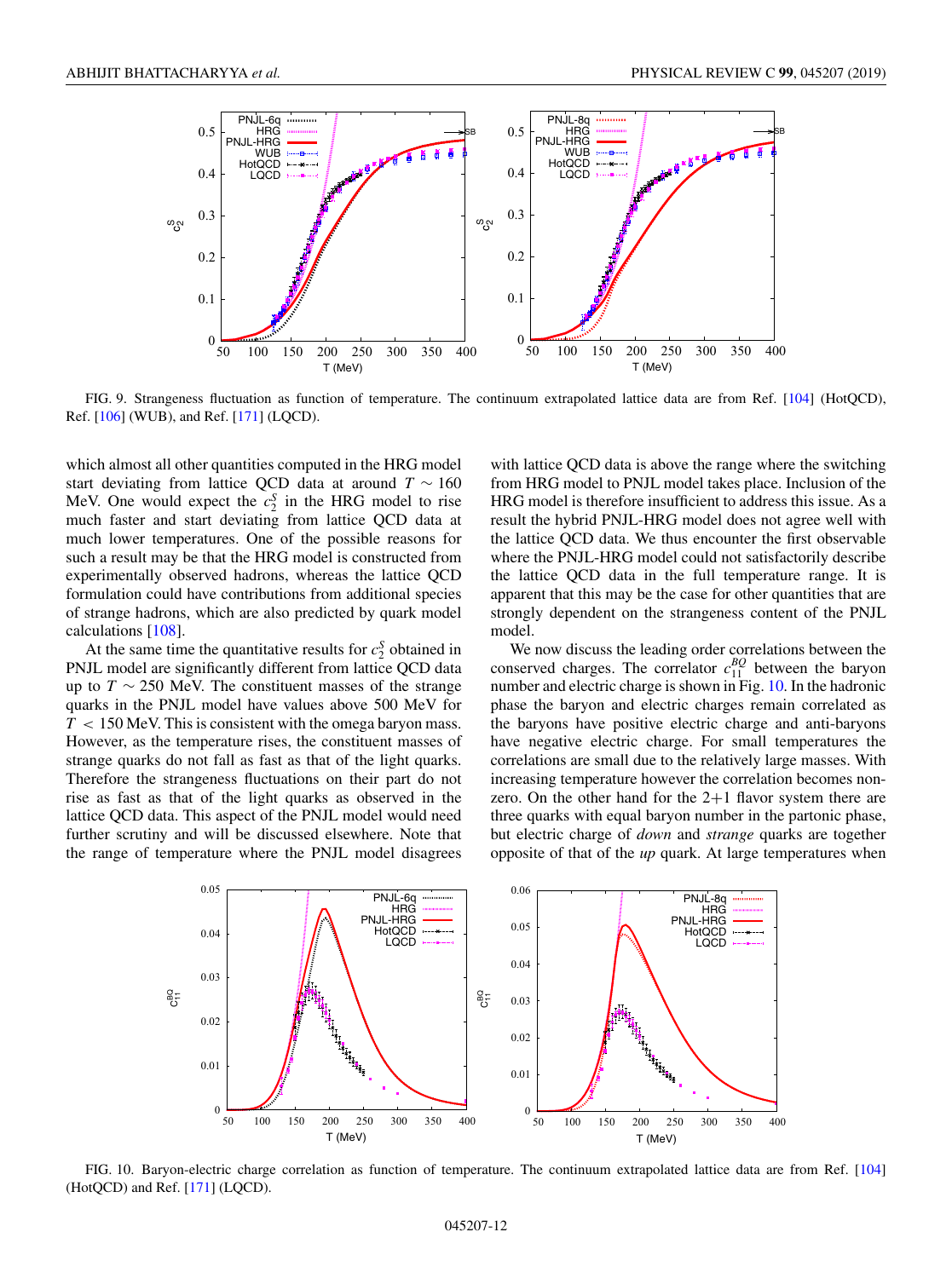PNJL-6q
HRG
PNJL-HRG
WUB
HotQCD
LQCD
SB
$c_2^S$
0
0.1
0.2
0.3
0.4
0.5
50 100 150 200 250 300 350 400
T (MeV)

PNJL-8q
HRG
PNJL-HRG
WUB
HotQCD
LQCD
SB
$c_2^S$
0
0.1
0.2
0.3
0.4
0.5
50 100 150 200 250 300 350 400
T (MeV)

FIG. 9. Strangeness fluctuation as function of temperature. The continuum extrapolated lattice data are from Ref. [104] (HotQCD), Ref. [106] (WUB), and Ref. [171] (LQCD).

which almost all other quantities computed in the HRG model start deviating from lattice QCD data at around $T \sim 160$ MeV. One would expect the $c_2^S$ in the HRG model to rise much faster and start deviating from lattice QCD data at much lower temperatures. One of the possible reasons for such a result may be that the HRG model is constructed from experimentally observed hadrons, whereas the lattice QCD formulation could have contributions from additional species of strange hadrons, which are also predicted by quark model calculations [108].

At the same time the quantitative results for $c_2^S$ obtained in PNJL model are significantly different from lattice QCD data up to $T \sim 250$ MeV. The constituent masses of the strange quarks in the PNJL model have values above 500 MeV for $T < 150$ MeV. This is consistent with the omega baryon mass. However, as the temperature rises, the constituent masses of strange quarks do not fall as fast as that of the light quarks. Therefore the strangeness fluctuations on their part do not rise as fast as that of the light quarks as observed in the lattice QCD data. This aspect of the PNJL model would need further scrutiny and will be discussed elsewhere. Note that the range of temperature where the PNJL model disagrees with lattice QCD data is above the range where the switching from HRG model to PNJL model takes place. Inclusion of the HRG model is therefore insufficient to address this issue. As a result the hybrid PNJL-HRG model does not agree well with the lattice QCD data. We thus encounter the first observable where the PNJL-HRG model could not satisfactorily describe the lattice QCD data in the full temperature range. It is apparent that this may be the case for other quantities that are strongly dependent on the strangeness content of the PNJL model.

We now discuss the leading order correlations between the conserved charges. The correlator $c_{11}^{BQ}$ between the baryon number and electric charge is shown in Fig. 10. In the hadronic phase the baryon and electric charges remain correlated as the baryons have positive electric charge and anti-baryons have negative electric charge. For small temperatures the correlations are small due to the relatively large masses. With increasing temperature however the correlation becomes nonzero. On the other hand for the 2+1 flavor system there are three quarks with equal baryon number in the partonic phase, but electric charge of *down* and *strange* quarks are together opposite of that of the *up* quark. At large temperatures when

PNJL-6q
HRG
PNJL-HRG
HotQCD
LQCD
$c_{11}^{BQ}$
0
0.01
0.02
0.03
0.04
0.05
50 100 150 200 250 300 350 400
T (MeV)

PNJL-8q
HRG
PNJL-HRG
HotQCD
LQCD
$c_{11}^{BQ}$
0
0.01
0.02
0.03
0.04
0.05
0.06
50 100 150 200 250 300 350 400
T (MeV)

FIG. 10. Baryon-electric charge correlation as function of temperature. The continuum extrapolated lattice data are from Ref. [104] (HotQCD) and Ref. [171] (LQCD).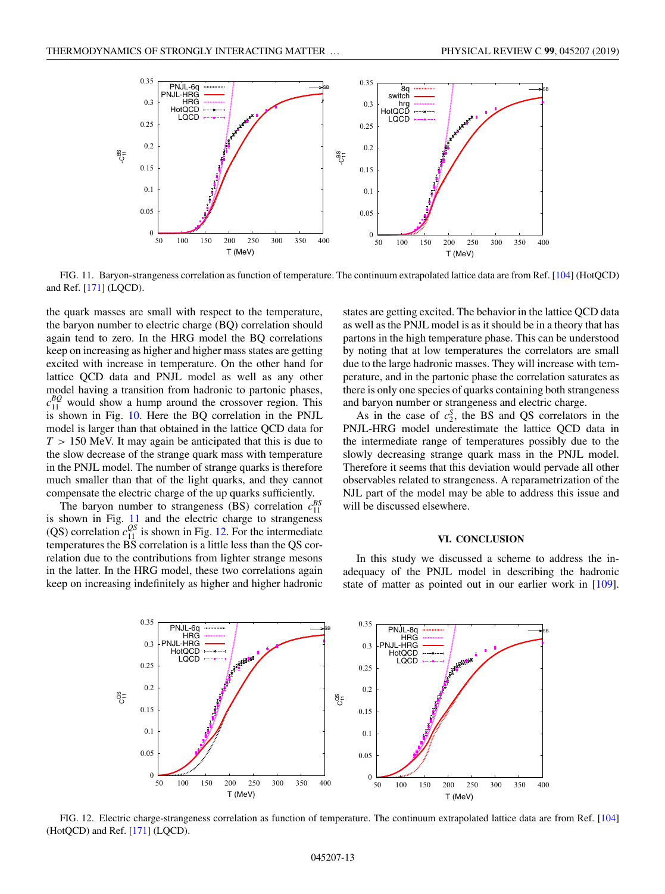PNJL-6q
PNJL-HRG
HRG
HotQCD
LQCD
SB
$-c_{11}^{BS}$
T (MeV)
0 0.05 0.1 0.15 0.2 0.25 0.3 0.35
50 100 150 200 250 300 350 400

8q
switch
hrg
HotQCD
LQCD
SB
$-c_{11}^{BS}$
T (MeV)
0 0.05 0.1 0.15 0.2 0.25 0.3 0.35
50 100 150 200 250 300 350 400

FIG. 11. Baryon-strangeness correlation as function of temperature. The continuum extrapolated lattice data are from Ref. [104] (HotQCD) and Ref. [171] (LQCD).

the quark masses are small with respect to the temperature, the baryon number to electric charge (BQ) correlation should again tend to zero. In the HRG model the BQ correlations keep on increasing as higher and higher mass states are getting excited with increase in temperature. On the other hand for lattice QCD data and PNJL model as well as any other model having a transition from hadronic to partonic phases, $c_{11}^{BQ}$ would show a hump around the crossover region. This is shown in Fig. 10. Here the BQ correlation in the PNJL model is larger than that obtained in the lattice QCD data for $T > 150$ MeV. It may again be anticipated that this is due to the slow decrease of the strange quark mass with temperature in the PNJL model. The number of strange quarks is therefore much smaller than that of the light quarks, and they cannot compensate the electric charge of the up quarks sufficiently.

The baryon number to strangeness (BS) correlation $c_{11}^{BS}$ is shown in Fig. 11 and the electric charge to strangeness (QS) correlation $c_{11}^{QS}$ is shown in Fig. 12. For the intermediate temperatures the BS correlation is a little less than the QS correlation due to the contributions from lighter strange mesons in the latter. In the HRG model, these two correlations again keep on increasing indefinitely as higher and higher hadronic states are getting excited. The behavior in the lattice QCD data as well as the PNJL model is as it should be in a theory that has partons in the high temperature phase. This can be understood by noting that at low temperatures the correlators are small due to the large hadronic masses. They will increase with temperature, and in the partonic phase the correlation saturates as there is only one species of quarks containing both strangeness and baryon number or strangeness and electric charge.

As in the case of $c_2^S$, the BS and QS correlators in the PNJL-HRG model underestimate the lattice QCD data in the intermediate range of temperatures possibly due to the slowly decreasing strange quark mass in the PNJL model. Therefore it seems that this deviation would pervade all other observables related to strangeness. A reparametrization of the NJL part of the model may be able to address this issue and will be discussed elsewhere.

## VI. CONCLUSION

In this study we discussed a scheme to address the inadequacy of the PNJL model in describing the hadronic state of matter as pointed out in our earlier work in [109].

PNJL-6q
HRG
PNJL-HRG
HotQCD
LQCD
SB
$c_{11}^{QS}$
T (MeV)
0 0.05 0.1 0.15 0.2 0.25 0.3 0.35
50 100 150 200 250 300 350 400

PNJL-8q
HRG
PNJL-HRG
HotQCD
LQCD
SB
$c_{11}^{QS}$
T (MeV)
0 0.05 0.1 0.15 0.2 0.25 0.3 0.35
50 100 150 200 250 300 350 400

FIG. 12. Electric charge-strangeness correlation as function of temperature. The continuum extrapolated lattice data are from Ref. [104] (HotQCD) and Ref. [171] (LQCD).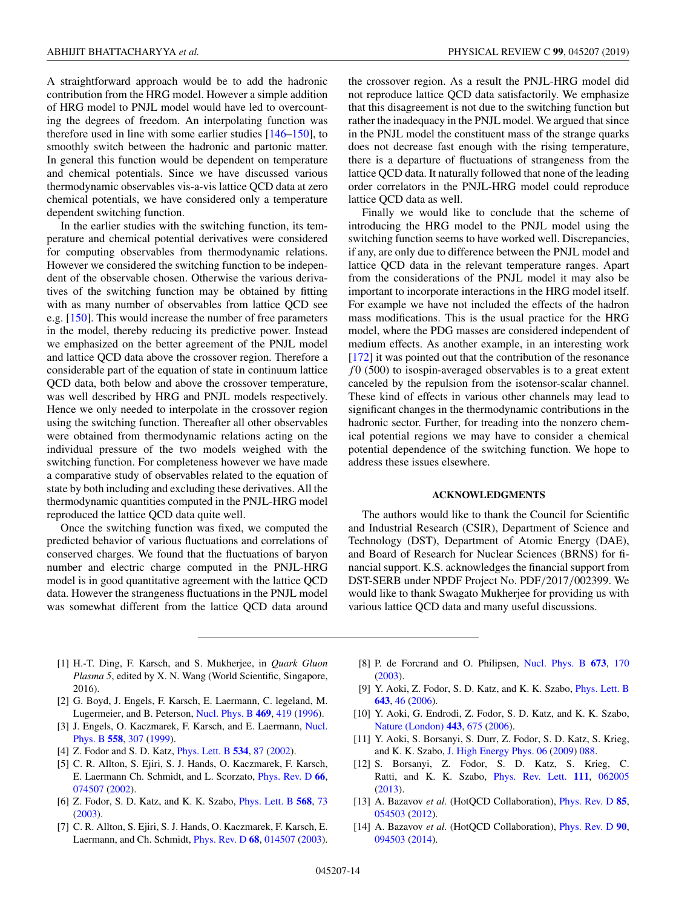A straightforward approach would be to add the hadronic contribution from the HRG model. However a simple addition of HRG model to PNJL model would have led to overcounting the degrees of freedom. An interpolating function was therefore used in line with some earlier studies [146–150], to smoothly switch between the hadronic and partonic matter. In general this function would be dependent on temperature and chemical potentials. Since we have discussed various thermodynamic observables vis-a-vis lattice QCD data at zero chemical potentials, we have considered only a temperature dependent switching function.

In the earlier studies with the switching function, its temperature and chemical potential derivatives were considered for computing observables from thermodynamic relations. However we considered the switching function to be independent of the observable chosen. Otherwise the various derivatives of the switching function may be obtained by fitting with as many number of observables from lattice QCD see e.g. [150]. This would increase the number of free parameters in the model, thereby reducing its predictive power. Instead we emphasized on the better agreement of the PNJL model and lattice QCD data above the crossover region. Therefore a considerable part of the equation of state in continuum lattice QCD data, both below and above the crossover temperature, was well described by HRG and PNJL models respectively. Hence we only needed to interpolate in the crossover region using the switching function. Thereafter all other observables were obtained from thermodynamic relations acting on the individual pressure of the two models weighed with the switching function. For completeness however we have made a comparative study of observables related to the equation of state by both including and excluding these derivatives. All the thermodynamic quantities computed in the PNJL-HRG model reproduced the lattice QCD data quite well.

Once the switching function was fixed, we computed the predicted behavior of various fluctuations and correlations of conserved charges. We found that the fluctuations of baryon number and electric charge computed in the PNJL-HRG model is in good quantitative agreement with the lattice QCD data. However the strangeness fluctuations in the PNJL model was somewhat different from the lattice QCD data around the crossover region. As a result the PNJL-HRG model did not reproduce lattice QCD data satisfactorily. We emphasize that this disagreement is not due to the switching function but rather the inadequacy in the PNJL model. We argued that since in the PNJL model the constituent mass of the strange quarks does not decrease fast enough with the rising temperature, there is a departure of fluctuations of strangeness from the lattice QCD data. It naturally followed that none of the leading order correlators in the PNJL-HRG model could reproduce lattice QCD data as well.

Finally we would like to conclude that the scheme of introducing the HRG model to the PNJL model using the switching function seems to have worked well. Discrepancies, if any, are only due to difference between the PNJL model and lattice QCD data in the relevant temperature ranges. Apart from the considerations of the PNJL model it may also be important to incorporate interactions in the HRG model itself. For example we have not included the effects of the hadron mass modifications. This is the usual practice for the HRG model, where the PDG masses are considered independent of medium effects. As another example, in an interesting work [172] it was pointed out that the contribution of the resonance $f0$ (500) to isospin-averaged observables is to a great extent canceled by the repulsion from the isotensor-scalar channel. These kind of effects in various other channels may lead to significant changes in the thermodynamic contributions in the hadronic sector. Further, for treading into the nonzero chemical potential regions we may have to consider a chemical potential dependence of the switching function. We hope to address these issues elsewhere.

## ACKNOWLEDGMENTS

The authors would like to thank the Council for Scientific and Industrial Research (CSIR), Department of Science and Technology (DST), Department of Atomic Energy (DAE), and Board of Research for Nuclear Sciences (BRNS) for financial support. K.S. acknowledges the financial support from DST-SERB under NPDF Project No. PDF/2017/002399. We would like to thank Swagato Mukherjee for providing us with various lattice QCD data and many useful discussions.

---

[1] H.-T. Ding, F. Karsch, and S. Mukherjee, in *Quark Gluon Plasma 5*, edited by X. N. Wang (World Scientific, Singapore, 2016).

[2] G. Boyd, J. Engels, F. Karsch, E. Laermann, C. legeland, M. Lugermeier, and B. Peterson, Nucl. Phys. B **469**, 419 (1996).

[3] J. Engels, O. Kaczmarek, F. Karsch, and E. Laermann, Nucl. Phys. B **558**, 307 (1999).

[4] Z. Fodor and S. D. Katz, Phys. Lett. B **534**, 87 (2002).

[5] C. R. Allton, S. Ejiri, S. J. Hands, O. Kaczmarek, F. Karsch, E. Laermann Ch. Schmidt, and L. Scorzato, Phys. Rev. D **66**, 074507 (2002).

[6] Z. Fodor, S. D. Katz, and K. K. Szabo, Phys. Lett. B **568**, 73 (2003).

[7] C. R. Allton, S. Ejiri, S. J. Hands, O. Kaczmarek, F. Karsch, E. Laermann, and Ch. Schmidt, Phys. Rev. D **68**, 014507 (2003).

[8] P. de Forcrand and O. Philipsen, Nucl. Phys. B **673**, 170 (2003).

[9] Y. Aoki, Z. Fodor, S. D. Katz, and K. K. Szabo, Phys. Lett. B **643**, 46 (2006).

[10] Y. Aoki, G. Endrodi, Z. Fodor, S. D. Katz, and K. K. Szabo, Nature (London) **443**, 675 (2006).

[11] Y. Aoki, S. Borsanyi, S. Durr, Z. Fodor, S. D. Katz, S. Krieg, and K. K. Szabo, J. High Energy Phys. 06 (2009) 088.

[12] S. Borsanyi, Z. Fodor, S. D. Katz, S. Krieg, C. Ratti, and K. K. Szabo, Phys. Rev. Lett. **111**, 062005 (2013).

[13] A. Bazavov *et al.* (HotQCD Collaboration), Phys. Rev. D **85**, 054503 (2012).

[14] A. Bazavov *et al.* (HotQCD Collaboration), Phys. Rev. D **90**, 094503 (2014).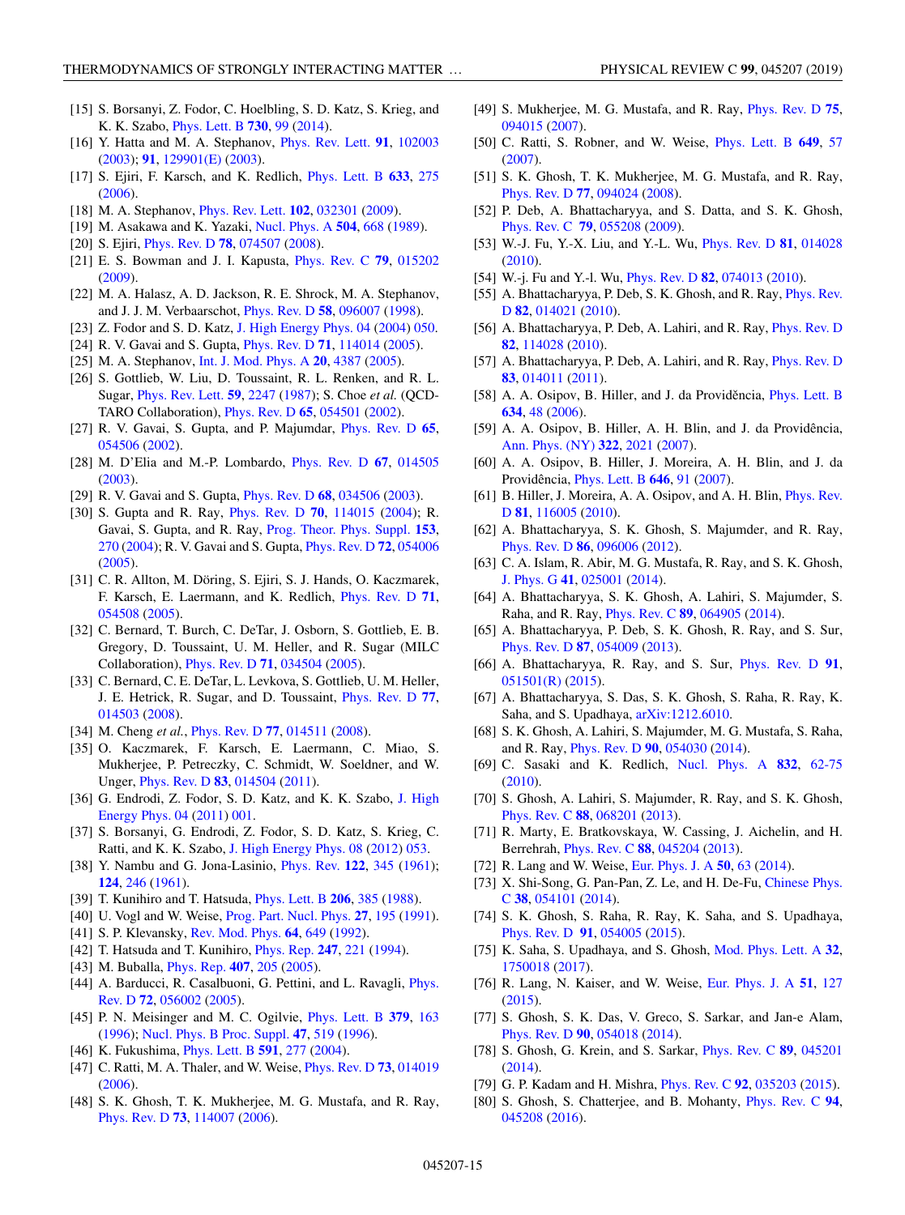[15] S. Borsanyi, Z. Fodor, C. Hoelbling, S. D. Katz, S. Krieg, and K. K. Szabo, Phys. Lett. B **730**, 99 (2014).

[16] Y. Hatta and M. A. Stephanov, Phys. Rev. Lett. **91**, 102003 (2003); **91**, 129901(E) (2003).

[17] S. Ejiri, F. Karsch, and K. Redlich, Phys. Lett. B **633**, 275 (2006).

[18] M. A. Stephanov, Phys. Rev. Lett. **102**, 032301 (2009).

[19] M. Asakawa and K. Yazaki, Nucl. Phys. A **504**, 668 (1989).

[20] S. Ejiri, Phys. Rev. D **78**, 074507 (2008).

[21] E. S. Bowman and J. I. Kapusta, Phys. Rev. C **79**, 015202 (2009).

[22] M. A. Halasz, A. D. Jackson, R. E. Shrock, M. A. Stephanov, and J. J. M. Verbaarschot, Phys. Rev. D **58**, 096007 (1998).

[23] Z. Fodor and S. D. Katz, J. High Energy Phys. 04 (2004) 050.

[24] R. V. Gavai and S. Gupta, Phys. Rev. D **71**, 114014 (2005).

[25] M. A. Stephanov, Int. J. Mod. Phys. A **20**, 4387 (2005).

[26] S. Gottlieb, W. Liu, D. Toussaint, R. L. Renken, and R. L. Sugar, Phys. Rev. Lett. **59**, 2247 (1987); S. Choe *et al.* (QCD-TARO Collaboration), Phys. Rev. D **65**, 054501 (2002).

[27] R. V. Gavai, S. Gupta, and P. Majumdar, Phys. Rev. D **65**, 054506 (2002).

[28] M. D'Elia and M.-P. Lombardo, Phys. Rev. D **67**, 014505 (2003).

[29] R. V. Gavai and S. Gupta, Phys. Rev. D **68**, 034506 (2003).

[30] S. Gupta and R. Ray, Phys. Rev. D **70**, 114015 (2004); R. Gavai, S. Gupta, and R. Ray, Prog. Theor. Phys. Suppl. **153**, 270 (2004); R. V. Gavai and S. Gupta, Phys. Rev. D **72**, 054006 (2005).

[31] C. R. Allton, M. Döring, S. Ejiri, S. J. Hands, O. Kaczmarek, F. Karsch, E. Laermann, and K. Redlich, Phys. Rev. D **71**, 054508 (2005).

[32] C. Bernard, T. Burch, C. DeTar, J. Osborn, S. Gottlieb, E. B. Gregory, D. Toussaint, U. M. Heller, and R. Sugar (MILC Collaboration), Phys. Rev. D **71**, 034504 (2005).

[33] C. Bernard, C. E. DeTar, L. Levkova, S. Gottlieb, U. M. Heller, J. E. Hetrick, R. Sugar, and D. Toussaint, Phys. Rev. D **77**, 014503 (2008).

[34] M. Cheng *et al.*, Phys. Rev. D **77**, 014511 (2008).

[35] O. Kaczmarek, F. Karsch, E. Laermann, C. Miao, S. Mukherjee, P. Petreczky, C. Schmidt, W. Soeldner, and W. Unger, Phys. Rev. D **83**, 014504 (2011).

[36] G. Endrodi, Z. Fodor, S. D. Katz, and K. K. Szabo, J. High Energy Phys. 04 (2011) 001.

[37] S. Borsanyi, G. Endrodi, Z. Fodor, S. D. Katz, S. Krieg, C. Ratti, and K. K. Szabo, J. High Energy Phys. 08 (2012) 053.

[38] Y. Nambu and G. Jona-Lasinio, Phys. Rev. **122**, 345 (1961); **124**, 246 (1961).

[39] T. Kunihiro and T. Hatsuda, Phys. Lett. B **206**, 385 (1988).

[40] U. Vogl and W. Weise, Prog. Part. Nucl. Phys. **27**, 195 (1991).

[41] S. P. Klevansky, Rev. Mod. Phys. **64**, 649 (1992).

[42] T. Hatsuda and T. Kunihiro, Phys. Rep. **247**, 221 (1994).

[43] M. Buballa, Phys. Rep. **407**, 205 (2005).

[44] A. Barducci, R. Casalbuoni, G. Pettini, and L. Ravagli, Phys. Rev. D **72**, 056002 (2005).

[45] P. N. Meisinger and M. C. Ogilvie, Phys. Lett. B **379**, 163 (1996); Nucl. Phys. B Proc. Suppl. **47**, 519 (1996).

[46] K. Fukushima, Phys. Lett. B **591**, 277 (2004).

[47] C. Ratti, M. A. Thaler, and W. Weise, Phys. Rev. D **73**, 014019 (2006).

[48] S. K. Ghosh, T. K. Mukherjee, M. G. Mustafa, and R. Ray, Phys. Rev. D **73**, 114007 (2006).

[49] S. Mukherjee, M. G. Mustafa, and R. Ray, Phys. Rev. D **75**, 094015 (2007).

[50] C. Ratti, S. Robner, and W. Weise, Phys. Lett. B **649**, 57 (2007).

[51] S. K. Ghosh, T. K. Mukherjee, M. G. Mustafa, and R. Ray, Phys. Rev. D **77**, 094024 (2008).

[52] P. Deb, A. Bhattacharyya, and S. Datta, and S. K. Ghosh, Phys. Rev. C **79**, 055208 (2009).

[53] W.-J. Fu, Y.-X. Liu, and Y.-L. Wu, Phys. Rev. D **81**, 014028 (2010).

[54] W.-j. Fu and Y.-l. Wu, Phys. Rev. D **82**, 074013 (2010).

[55] A. Bhattacharyya, P. Deb, S. K. Ghosh, and R. Ray, Phys. Rev. D **82**, 014021 (2010).

[56] A. Bhattacharyya, P. Deb, A. Lahiri, and R. Ray, Phys. Rev. D **82**, 114028 (2010).

[57] A. Bhattacharyya, P. Deb, A. Lahiri, and R. Ray, Phys. Rev. D **83**, 014011 (2011).

[58] A. A. Osipov, B. Hiller, and J. da Providěncia, Phys. Lett. B **634**, 48 (2006).

[59] A. A. Osipov, B. Hiller, A. H. Blin, and J. da Providência, Ann. Phys. (NY) **322**, 2021 (2007).

[60] A. A. Osipov, B. Hiller, J. Moreira, A. H. Blin, and J. da Providência, Phys. Lett. B **646**, 91 (2007).

[61] B. Hiller, J. Moreira, A. A. Osipov, and A. H. Blin, Phys. Rev. D **81**, 116005 (2010).

[62] A. Bhattacharyya, S. K. Ghosh, S. Majumder, and R. Ray, Phys. Rev. D **86**, 096006 (2012).

[63] C. A. Islam, R. Abir, M. G. Mustafa, R. Ray, and S. K. Ghosh, J. Phys. G **41**, 025001 (2014).

[64] A. Bhattacharyya, S. K. Ghosh, A. Lahiri, S. Majumder, S. Raha, and R. Ray, Phys. Rev. C **89**, 064905 (2014).

[65] A. Bhattacharyya, P. Deb, S. K. Ghosh, R. Ray, and S. Sur, Phys. Rev. D **87**, 054009 (2013).

[66] A. Bhattacharyya, R. Ray, and S. Sur, Phys. Rev. D **91**, 051501(R) (2015).

[67] A. Bhattacharyya, S. Das, S. K. Ghosh, S. Raha, R. Ray, K. Saha, and S. Upadhaya, arXiv:1212.6010.

[68] S. K. Ghosh, A. Lahiri, S. Majumder, M. G. Mustafa, S. Raha, and R. Ray, Phys. Rev. D **90**, 054030 (2014).

[69] C. Sasaki and K. Redlich, Nucl. Phys. A **832**, 62-75 (2010).

[70] S. Ghosh, A. Lahiri, S. Majumder, R. Ray, and S. K. Ghosh, Phys. Rev. C **88**, 068201 (2013).

[71] R. Marty, E. Bratkovskaya, W. Cassing, J. Aichelin, and H. Berrehrah, Phys. Rev. C **88**, 045204 (2013).

[72] R. Lang and W. Weise, Eur. Phys. J. A **50**, 63 (2014).

[73] X. Shi-Song, G. Pan-Pan, Z. Le, and H. De-Fu, Chinese Phys. C **38**, 054101 (2014).

[74] S. K. Ghosh, S. Raha, R. Ray, K. Saha, and S. Upadhaya, Phys. Rev. D **91**, 054005 (2015).

[75] K. Saha, S. Upadhaya, and S. Ghosh, Mod. Phys. Lett. A **32**, 1750018 (2017).

[76] R. Lang, N. Kaiser, and W. Weise, Eur. Phys. J. A **51**, 127 (2015).

[77] S. Ghosh, S. K. Das, V. Greco, S. Sarkar, and Jan-e Alam, Phys. Rev. D **90**, 054018 (2014).

[78] S. Ghosh, G. Krein, and S. Sarkar, Phys. Rev. C **89**, 045201 (2014).

[79] G. P. Kadam and H. Mishra, Phys. Rev. C **92**, 035203 (2015).

[80] S. Ghosh, S. Chatterjee, and B. Mohanty, Phys. Rev. C **94**, 045208 (2016).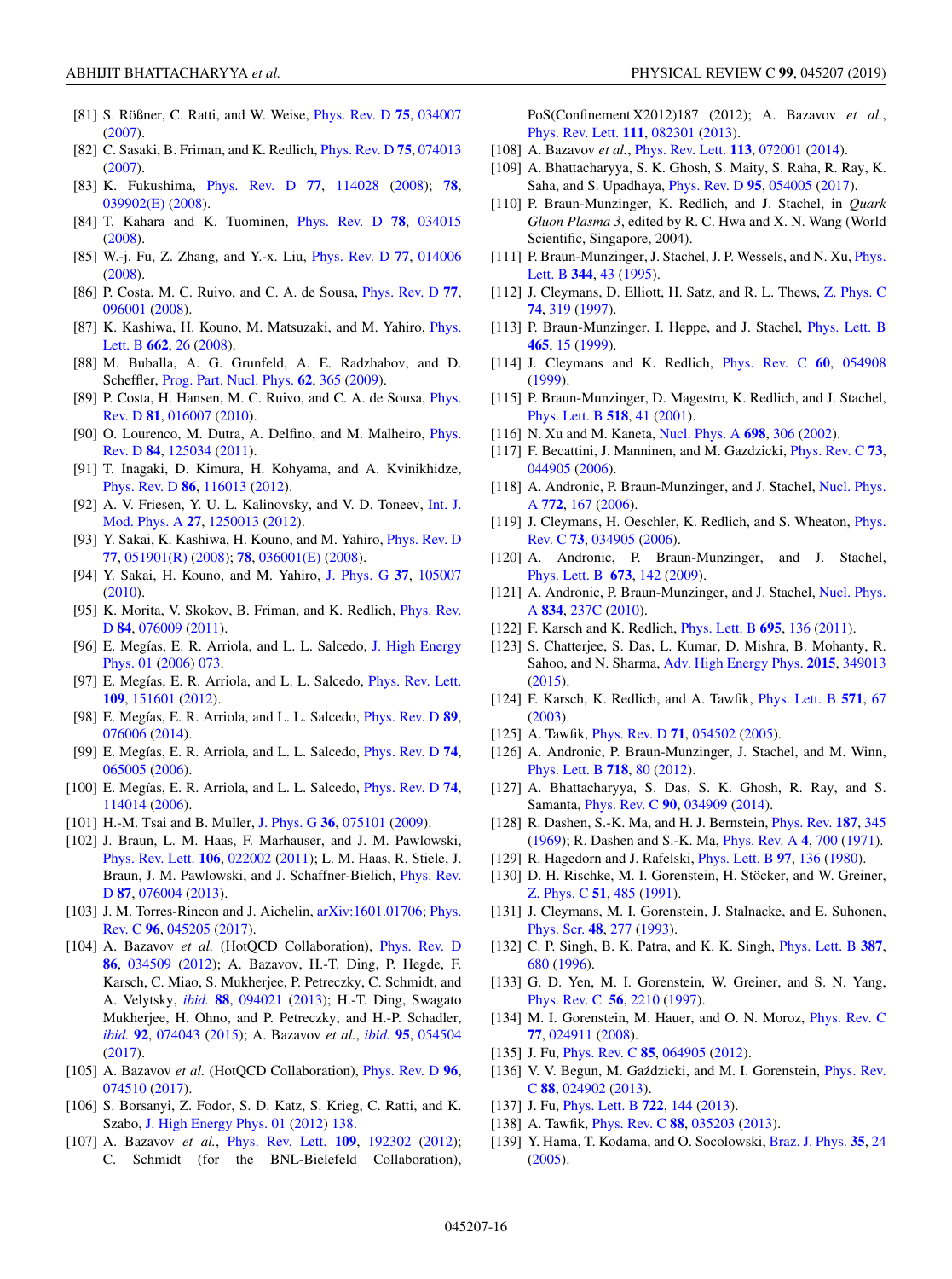[81] S. Rößner, C. Ratti, and W. Weise, Phys. Rev. D **75**, 034007 (2007).

[82] C. Sasaki, B. Friman, and K. Redlich, Phys. Rev. D **75**, 074013 (2007).

[83] K. Fukushima, Phys. Rev. D **77**, 114028 (2008); **78**, 039902(E) (2008).

[84] T. Kahara and K. Tuominen, Phys. Rev. D **78**, 034015 (2008).

[85] W.-j. Fu, Z. Zhang, and Y.-x. Liu, Phys. Rev. D **77**, 014006 (2008).

[86] P. Costa, M. C. Ruivo, and C. A. de Sousa, Phys. Rev. D **77**, 096001 (2008).

[87] K. Kashiwa, H. Kouno, M. Matsuzaki, and M. Yahiro, Phys. Lett. B **662**, 26 (2008).

[88] M. Buballa, A. G. Grunfeld, A. E. Radzhabov, and D. Scheffler, Prog. Part. Nucl. Phys. **62**, 365 (2009).

[89] P. Costa, H. Hansen, M. C. Ruivo, and C. A. de Sousa, Phys. Rev. D **81**, 016007 (2010).

[90] O. Lourenco, M. Dutra, A. Delfino, and M. Malheiro, Phys. Rev. D **84**, 125034 (2011).

[91] T. Inagaki, D. Kimura, H. Kohyama, and A. Kvinikhidze, Phys. Rev. D **86**, 116013 (2012).

[92] A. V. Friesen, Y. U. L. Kalinovsky, and V. D. Toneev, Int. J. Mod. Phys. A **27**, 1250013 (2012).

[93] Y. Sakai, K. Kashiwa, H. Kouno, and M. Yahiro, Phys. Rev. D **77**, 051901(R) (2008); **78**, 036001(E) (2008).

[94] Y. Sakai, H. Kouno, and M. Yahiro, J. Phys. G **37**, 105007 (2010).

[95] K. Morita, V. Skokov, B. Friman, and K. Redlich, Phys. Rev. D **84**, 076009 (2011).

[96] E. Megías, E. R. Arriola, and L. L. Salcedo, J. High Energy Phys. 01 (2006) 073.

[97] E. Megías, E. R. Arriola, and L. L. Salcedo, Phys. Rev. Lett. **109**, 151601 (2012).

[98] E. Megías, E. R. Arriola, and L. L. Salcedo, Phys. Rev. D **89**, 076006 (2014).

[99] E. Megías, E. R. Arriola, and L. L. Salcedo, Phys. Rev. D **74**, 065005 (2006).

[100] E. Megías, E. R. Arriola, and L. L. Salcedo, Phys. Rev. D **74**, 114014 (2006).

[101] H.-M. Tsai and B. Muller, J. Phys. G **36**, 075101 (2009).

[102] J. Braun, L. M. Haas, F. Marhauser, and J. M. Pawlowski, Phys. Rev. Lett. **106**, 022002 (2011); L. M. Haas, R. Stiele, J. Braun, J. M. Pawlowski, and J. Schaffner-Bielich, Phys. Rev. D **87**, 076004 (2013).

[103] J. M. Torres-Rincon and J. Aichelin, arXiv:1601.01706; Phys. Rev. C **96**, 045205 (2017).

[104] A. Bazavov *et al.* (HotQCD Collaboration), Phys. Rev. D **86**, 034509 (2012); A. Bazavov, H.-T. Ding, P. Hegde, F. Karsch, C. Miao, S. Mukherjee, P. Petreczky, C. Schmidt, and A. Velytsky, *ibid.* **88**, 094021 (2013); H.-T. Ding, Swagato Mukherjee, H. Ohno, and P. Petreczky, and H.-P. Schadler, *ibid.* **92**, 074043 (2015); A. Bazavov *et al.*, *ibid.* **95**, 054504 (2017).

[105] A. Bazavov *et al.* (HotQCD Collaboration), Phys. Rev. D **96**, 074510 (2017).

[106] S. Borsanyi, Z. Fodor, S. D. Katz, S. Krieg, C. Ratti, and K. Szabo, J. High Energy Phys. 01 (2012) 138.

[107] A. Bazavov *et al.*, Phys. Rev. Lett. **109**, 192302 (2012); C. Schmidt (for the BNL-Bielefeld Collaboration), PoS(Confinement X2012)187 (2012); A. Bazavov *et al.*, Phys. Rev. Lett. **111**, 082301 (2013).

[108] A. Bazavov *et al.*, Phys. Rev. Lett. **113**, 072001 (2014).

[109] A. Bhattacharyya, S. K. Ghosh, S. Maity, S. Raha, R. Ray, K. Saha, and S. Upadhaya, Phys. Rev. D **95**, 054005 (2017).

[110] P. Braun-Munzinger, K. Redlich, and J. Stachel, in *Quark Gluon Plasma 3*, edited by R. C. Hwa and X. N. Wang (World Scientific, Singapore, 2004).

[111] P. Braun-Munzinger, J. Stachel, J. P. Wessels, and N. Xu, Phys. Lett. B **344**, 43 (1995).

[112] J. Cleymans, D. Elliott, H. Satz, and R. L. Thews, Z. Phys. C **74**, 319 (1997).

[113] P. Braun-Munzinger, I. Heppe, and J. Stachel, Phys. Lett. B **465**, 15 (1999).

[114] J. Cleymans and K. Redlich, Phys. Rev. C **60**, 054908 (1999).

[115] P. Braun-Munzinger, D. Magestro, K. Redlich, and J. Stachel, Phys. Lett. B **518**, 41 (2001).

[116] N. Xu and M. Kaneta, Nucl. Phys. A **698**, 306 (2002).

[117] F. Becattini, J. Manninen, and M. Gazdzicki, Phys. Rev. C **73**, 044905 (2006).

[118] A. Andronic, P. Braun-Munzinger, and J. Stachel, Nucl. Phys. A **772**, 167 (2006).

[119] J. Cleymans, H. Oeschler, K. Redlich, and S. Wheaton, Phys. Rev. C **73**, 034905 (2006).

[120] A. Andronic, P. Braun-Munzinger, and J. Stachel, Phys. Lett. B **673**, 142 (2009).

[121] A. Andronic, P. Braun-Munzinger, and J. Stachel, Nucl. Phys. A **834**, 237C (2010).

[122] F. Karsch and K. Redlich, Phys. Lett. B **695**, 136 (2011).

[123] S. Chatterjee, S. Das, L. Kumar, D. Mishra, B. Mohanty, R. Sahoo, and N. Sharma, Adv. High Energy Phys. **2015**, 349013 (2015).

[124] F. Karsch, K. Redlich, and A. Tawfik, Phys. Lett. B **571**, 67 (2003).

[125] A. Tawfik, Phys. Rev. D **71**, 054502 (2005).

[126] A. Andronic, P. Braun-Munzinger, J. Stachel, and M. Winn, Phys. Lett. B **718**, 80 (2012).

[127] A. Bhattacharyya, S. Das, S. K. Ghosh, R. Ray, and S. Samanta, Phys. Rev. C **90**, 034909 (2014).

[128] R. Dashen, S.-K. Ma, and H. J. Bernstein, Phys. Rev. **187**, 345 (1969); R. Dashen and S.-K. Ma, Phys. Rev. A **4**, 700 (1971).

[129] R. Hagedorn and J. Rafelski, Phys. Lett. B **97**, 136 (1980).

[130] D. H. Rischke, M. I. Gorenstein, H. Stöcker, and W. Greiner, Z. Phys. C **51**, 485 (1991).

[131] J. Cleymans, M. I. Gorenstein, J. Stalnacke, and E. Suhonen, Phys. Scr. **48**, 277 (1993).

[132] C. P. Singh, B. K. Patra, and K. K. Singh, Phys. Lett. B **387**, 680 (1996).

[133] G. D. Yen, M. I. Gorenstein, W. Greiner, and S. N. Yang, Phys. Rev. C **56**, 2210 (1997).

[134] M. I. Gorenstein, M. Hauer, and O. N. Moroz, Phys. Rev. C **77**, 024911 (2008).

[135] J. Fu, Phys. Rev. C **85**, 064905 (2012).

[136] V. V. Begun, M. Gaździcki, and M. I. Gorenstein, Phys. Rev. C **88**, 024902 (2013).

[137] J. Fu, Phys. Lett. B **722**, 144 (2013).

[138] A. Tawfik, Phys. Rev. C **88**, 035203 (2013).

[139] Y. Hama, T. Kodama, and O. Socolowski, Braz. J. Phys. **35**, 24 (2005).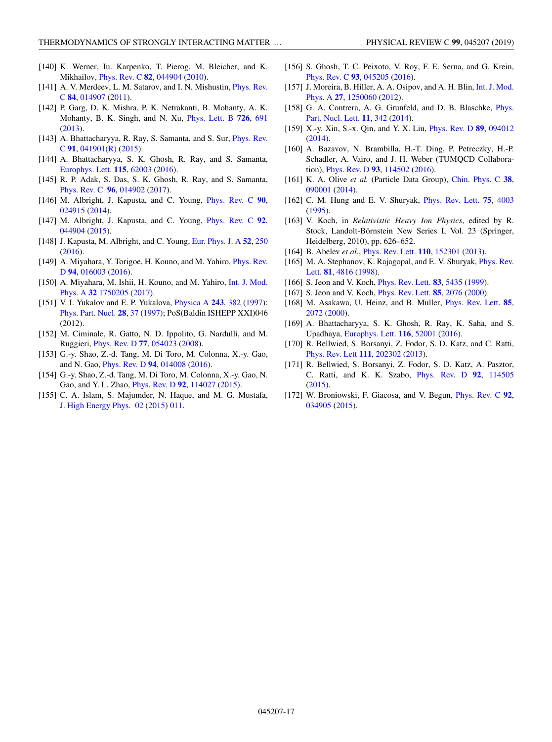[140] K. Werner, Iu. Karpenko, T. Pierog, M. Bleicher, and K. Mikhailov, Phys. Rev. C **82**, 044904 (2010).

[141] A. V. Merdeev, L. M. Satarov, and I. N. Mishustin, Phys. Rev. C **84**, 014907 (2011).

[142] P. Garg, D. K. Mishra, P. K. Netrakanti, B. Mohanty, A. K. Mohanty, B. K. Singh, and N. Xu, Phys. Lett. B **726**, 691 (2013).

[143] A. Bhattacharyya, R. Ray, S. Samanta, and S. Sur, Phys. Rev. C **91**, 041901(R) (2015).

[144] A. Bhattacharyya, S. K. Ghosh, R. Ray, and S. Samanta, Europhys. Lett. **115**, 62003 (2016).

[145] R. P. Adak, S. Das, S. K. Ghosh, R. Ray, and S. Samanta, Phys. Rev. C **96**, 014902 (2017).

[146] M. Albright, J. Kapusta, and C. Young, Phys. Rev. C **90**, 024915 (2014).

[147] M. Albright, J. Kapusta, and C. Young, Phys. Rev. C **92**, 044904 (2015).

[148] J. Kapusta, M. Albright, and C. Young, Eur. Phys. J. A **52**, 250 (2016).

[149] A. Miyahara, Y. Torigoe, H. Kouno, and M. Yahiro, Phys. Rev. D **94**, 016003 (2016).

[150] A. Miyahara, M. Ishii, H. Kouno, and M. Yahiro, Int. J. Mod. Phys. A **32** 1750205 (2017).

[151] V. I. Yukalov and E. P. Yukalova, Physica A **243**, 382 (1997); Phys. Part. Nucl. **28**, 37 (1997); PoS(Baldin ISHEPP XXI)046 (2012).

[152] M. Ciminale, R. Gatto, N. D. Ippolito, G. Nardulli, and M. Ruggieri, Phys. Rev. D **77**, 054023 (2008).

[153] G.-y. Shao, Z.-d. Tang, M. Di Toro, M. Colonna, X.-y. Gao, and N. Gao, Phys. Rev. D **94**, 014008 (2016).

[154] G.-y. Shao, Z.-d. Tang, M. Di Toro, M. Colonna, X.-y. Gao, N. Gao, and Y. L. Zhao, Phys. Rev. D **92**, 114027 (2015).

[155] C. A. Islam, S. Majumder, N. Haque, and M. G. Mustafa, J. High Energy Phys. 02 (2015) 011.

[156] S. Ghosh, T. C. Peixoto, V. Roy, F. E. Serna, and G. Krein, Phys. Rev. C **93**, 045205 (2016).

[157] J. Moreira, B. Hiller, A. A. Osipov, and A. H. Blin, Int. J. Mod. Phys. A **27**, 1250060 (2012).

[158] G. A. Contrera, A. G. Grunfeld, and D. B. Blaschke, Phys. Part. Nucl. Lett. **11**, 342 (2014).

[159] X.-y. Xin, S.-x. Qin, and Y. X. Liu, Phys. Rev. D **89**, 094012 (2014).

[160] A. Bazavov, N. Brambilla, H.-T. Ding, P. Petreczky, H.-P. Schadler, A. Vairo, and J. H. Weber (TUMQCD Collaboration), Phys. Rev. D **93**, 114502 (2016).

[161] K. A. Olive *et al.* (Particle Data Group), Chin. Phys. C **38**, 090001 (2014).

[162] C. M. Hung and E. V. Shuryak, Phys. Rev. Lett. **75**, 4003 (1995).

[163] V. Koch, in *Relativistic Heavy Ion Physics*, edited by R. Stock, Landolt-Börnstein New Series I, Vol. 23 (Springer, Heidelberg, 2010), pp. 626–652.

[164] B. Abelev *et al.*, Phys. Rev. Lett. **110**, 152301 (2013).

[165] M. A. Stephanov, K. Rajagopal, and E. V. Shuryak, Phys. Rev. Lett. **81**, 4816 (1998).

[166] S. Jeon and V. Koch, Phys. Rev. Lett. **83**, 5435 (1999).

[167] S. Jeon and V. Koch, Phys. Rev. Lett. **85**, 2076 (2000).

[168] M. Asakawa, U. Heinz, and B. Muller, Phys. Rev. Lett. **85**, 2072 (2000).

[169] A. Bhattacharyya, S. K. Ghosh, R. Ray, K. Saha, and S. Upadhaya, Europhys. Lett. **116**, 52001 (2016).

[170] R. Bellwied, S. Borsanyi, Z. Fodor, S. D. Katz, and C. Ratti, Phys. Rev. Lett **111**, 202302 (2013).

[171] R. Bellwied, S. Borsanyi, Z. Fodor, S. D. Katz, A. Pasztor, C. Ratti, and K. K. Szabo, Phys. Rev. D **92**, 114505 (2015).

[172] W. Broniowski, F. Giacosa, and V. Begun, Phys. Rev. C **92**, 034905 (2015).